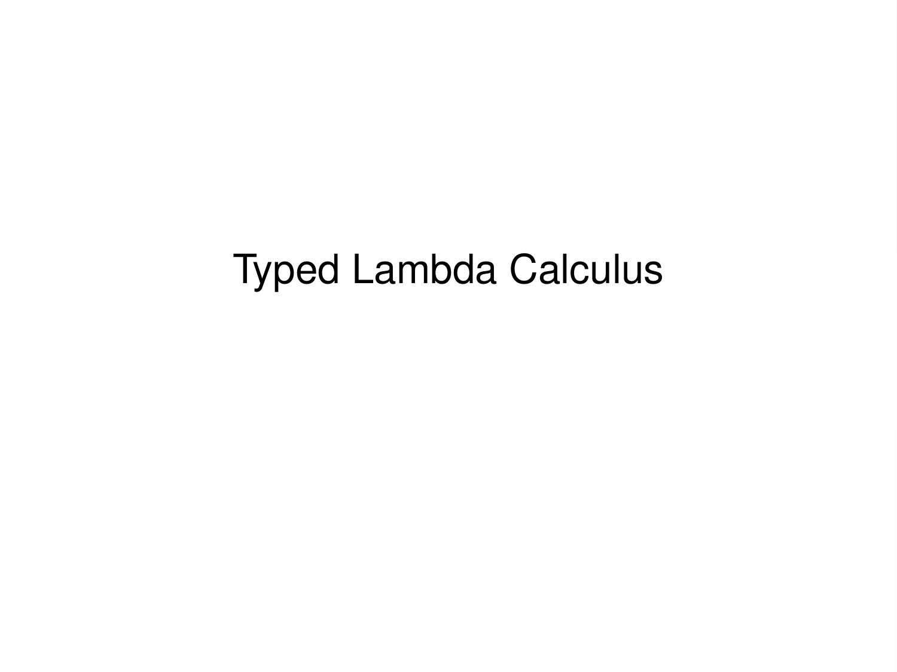# Typed Lambda Calculus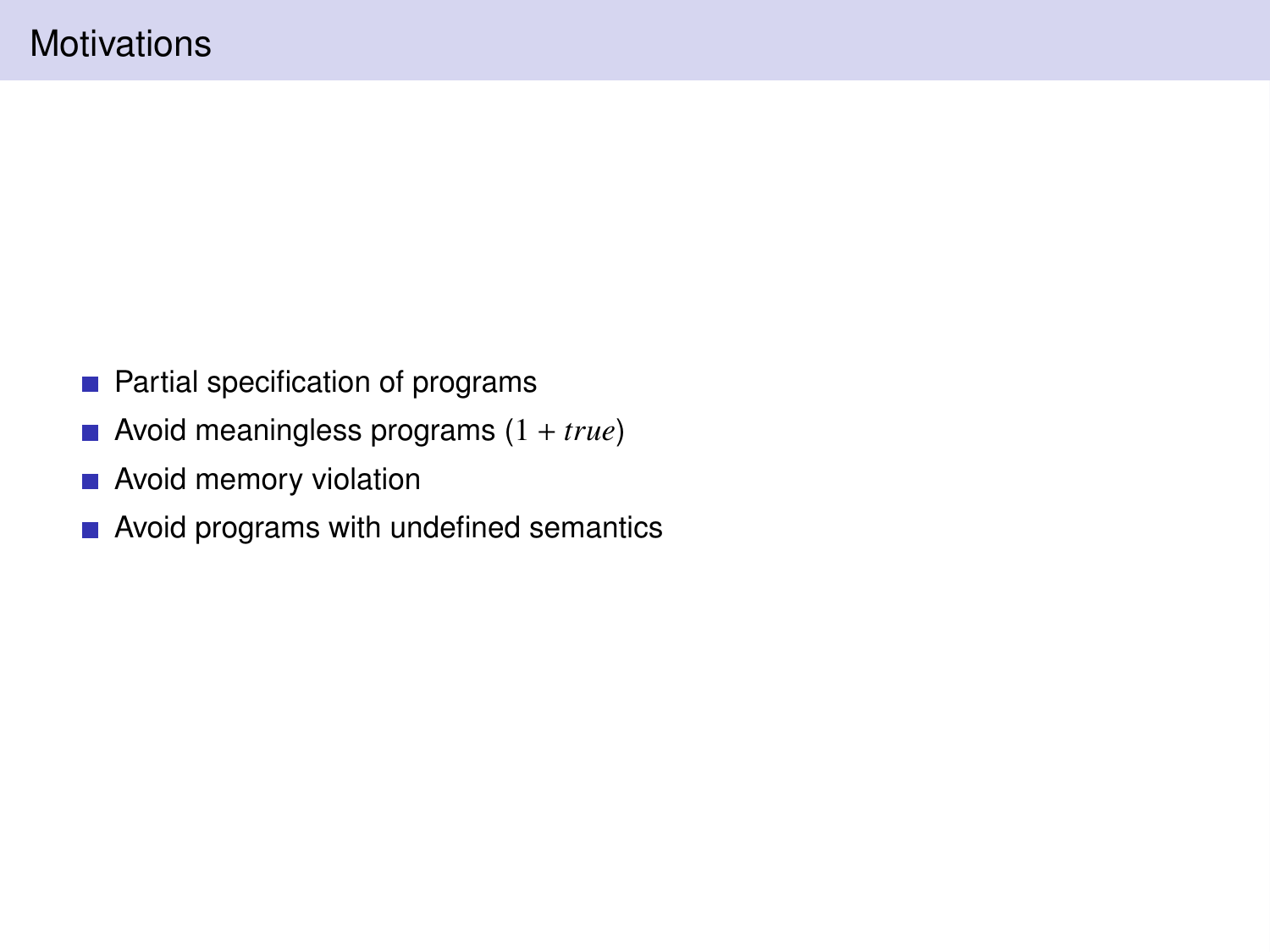# Motivations

- Partial specification of programs
- Avoid meaningless programs $(1 + \mathit{true})$
- Avoid memory violation
- Avoid programs with undefined semantics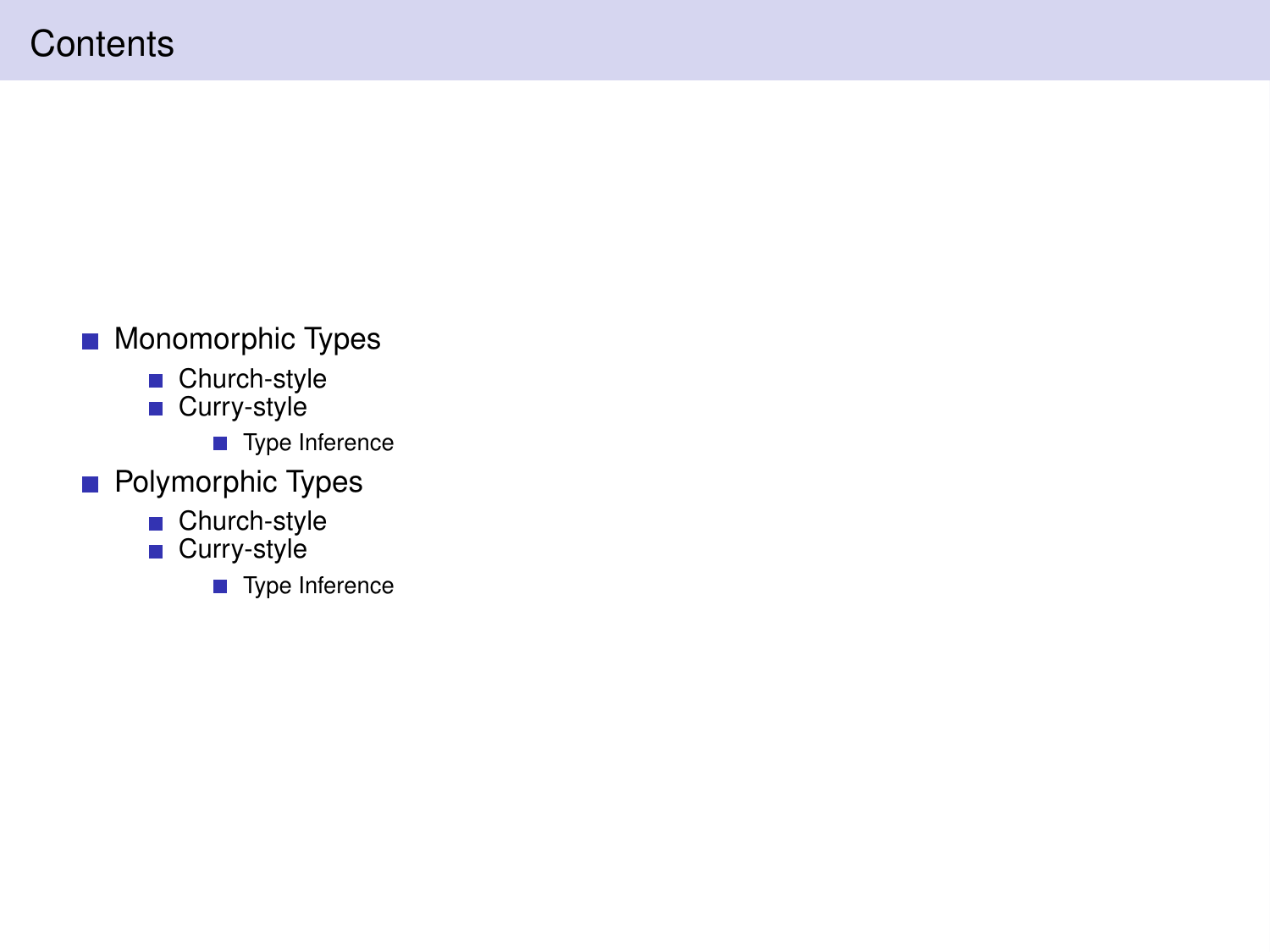# Contents

- Monomorphic Types
  - Church-style
  - Curry-style
    - Type Inference
- Polymorphic Types
  - Church-style
  - Curry-style
    - Type Inference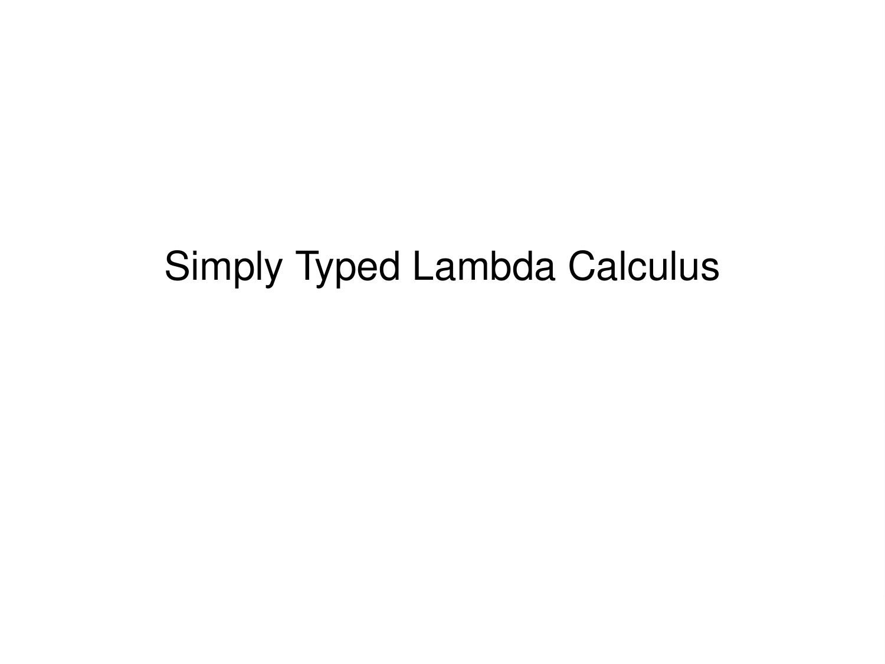# Simply Typed Lambda Calculus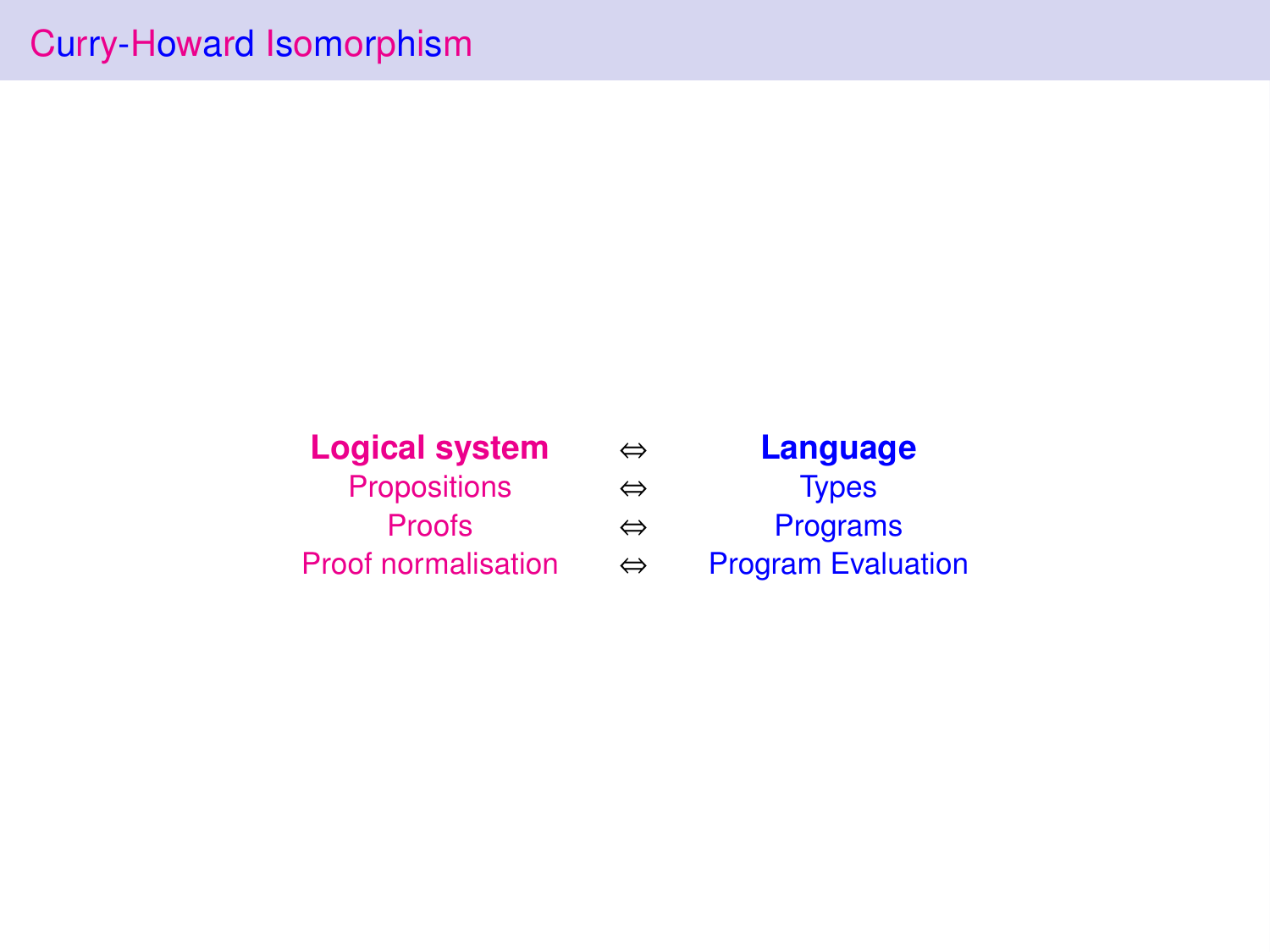# Curry-Howard Isomorphism

| **Logical system** | $\Leftrightarrow$ | **Language** |
| --- | --- | --- |
| Propositions | $\Leftrightarrow$ | Types |
| Proofs | $\Leftrightarrow$ | Programs |
| Proof normalisation | $\Leftrightarrow$ | Program Evaluation |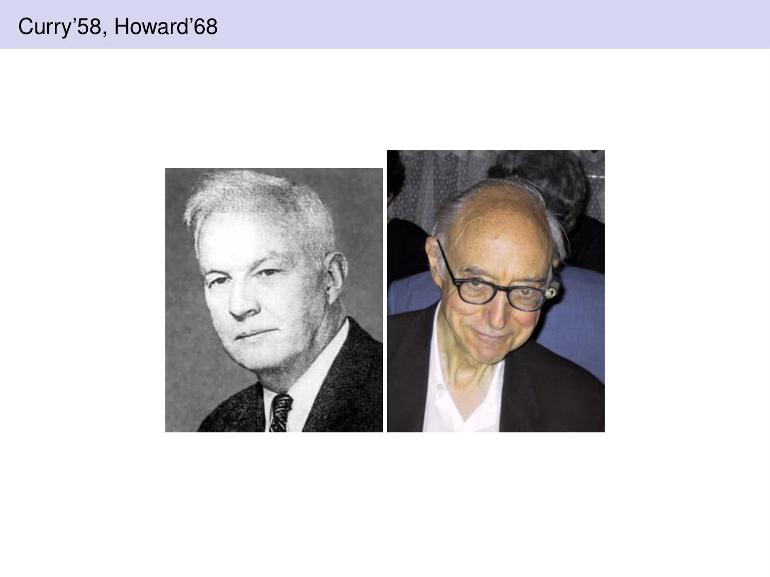# Curry'58, Howard'68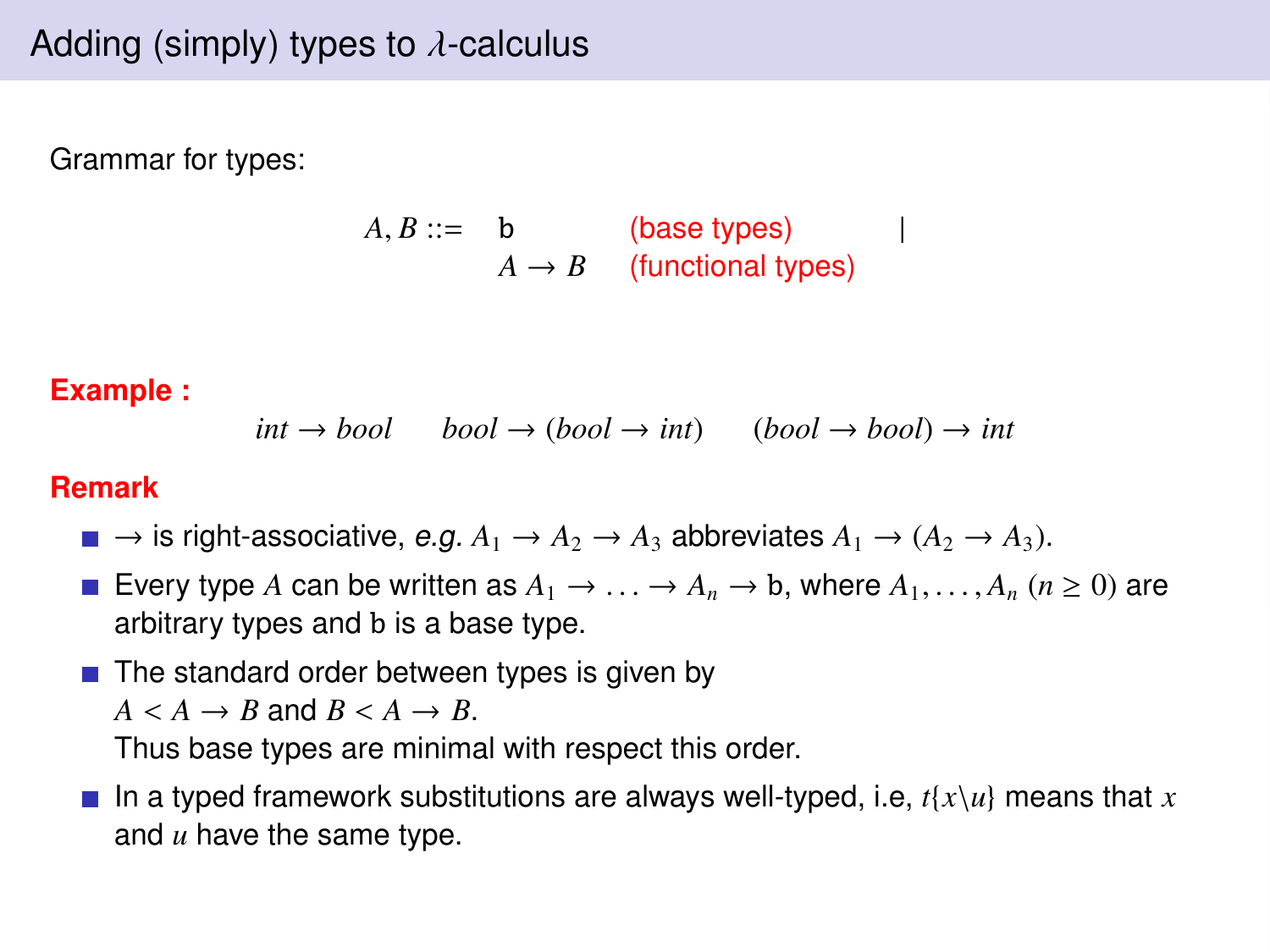# Adding (simply) types to $\lambda$-calculus

Grammar for types:

$$
\begin{array}{rlll}
A, B ::= & \mathtt{b} & \text{(base types)} & | \\
 & A \to B & \text{(functional types)} &
\end{array}
$$

**Example :**

$$int \to bool \qquad bool \to (bool \to int) \qquad (bool \to bool) \to int$$

**Remark**

- $\to$ is right-associative, *e.g.* $A_1 \to A_2 \to A_3$ abbreviates $A_1 \to (A_2 \to A_3)$.
- Every type $A$ can be written as $A_1 \to \ldots \to A_n \to \mathtt{b}$, where $A_1, \ldots, A_n$ $(n \geq 0)$ are arbitrary types and $\mathtt{b}$ is a base type.
- The standard order between types is given by
  $A < A \to B$ and $B < A \to B$.
  Thus base types are minimal with respect this order.
- In a typed framework substitutions are always well-typed, i.e, $t\{x\backslash u\}$ means that $x$ and $u$ have the same type.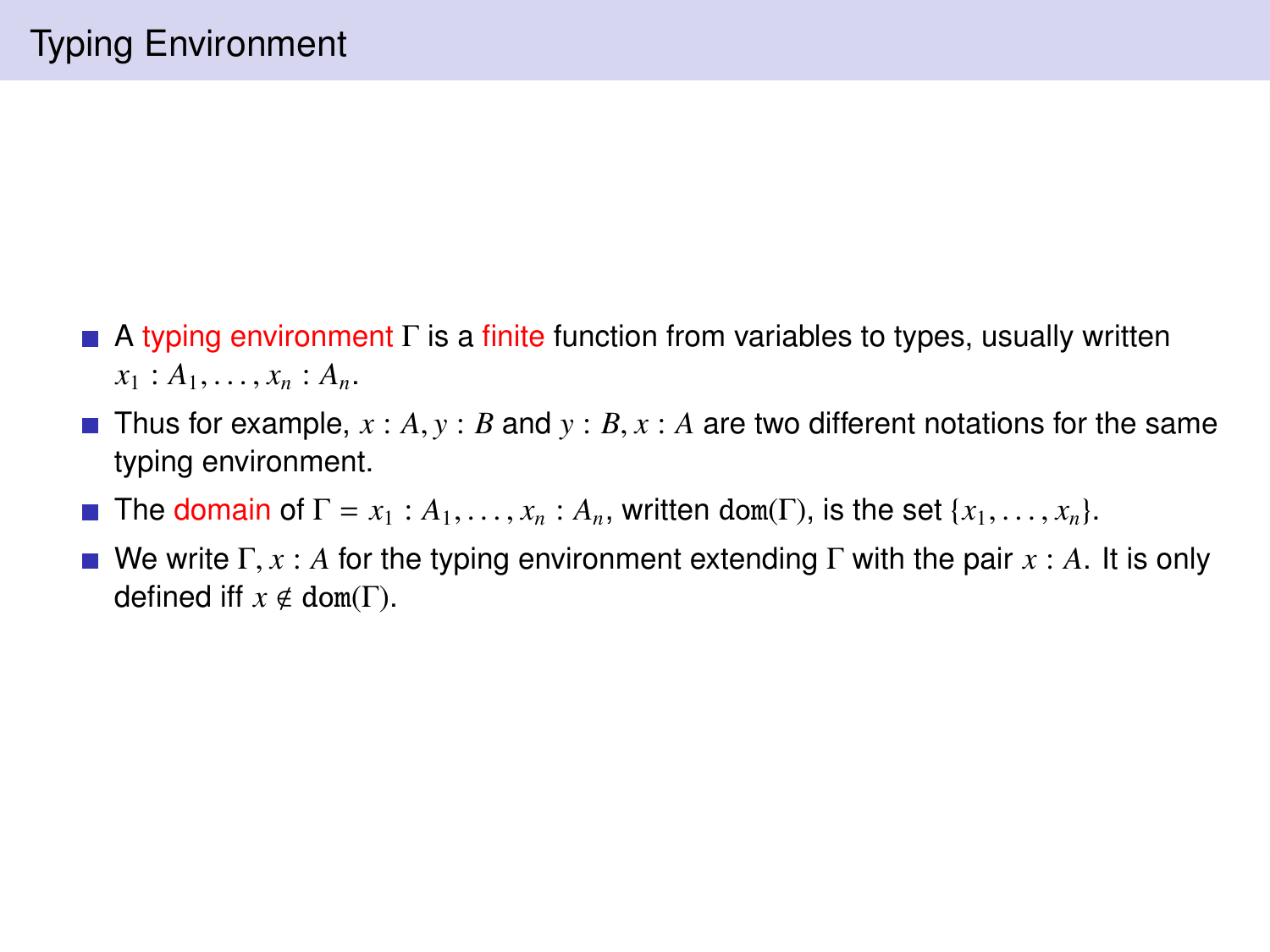# Typing Environment

- A typing environment $\Gamma$ is a finite function from variables to types, usually written $x_1 : A_1, \ldots, x_n : A_n$.
- Thus for example, $x : A, y : B$ and $y : B, x : A$ are two different notations for the same typing environment.
- The domain of $\Gamma = x_1 : A_1, \ldots, x_n : A_n$, written $\mathtt{dom}(\Gamma)$, is the set $\{x_1, \ldots, x_n\}$.
- We write $\Gamma, x : A$ for the typing environment extending $\Gamma$ with the pair $x : A$. It is only defined iff $x \notin \mathtt{dom}(\Gamma)$.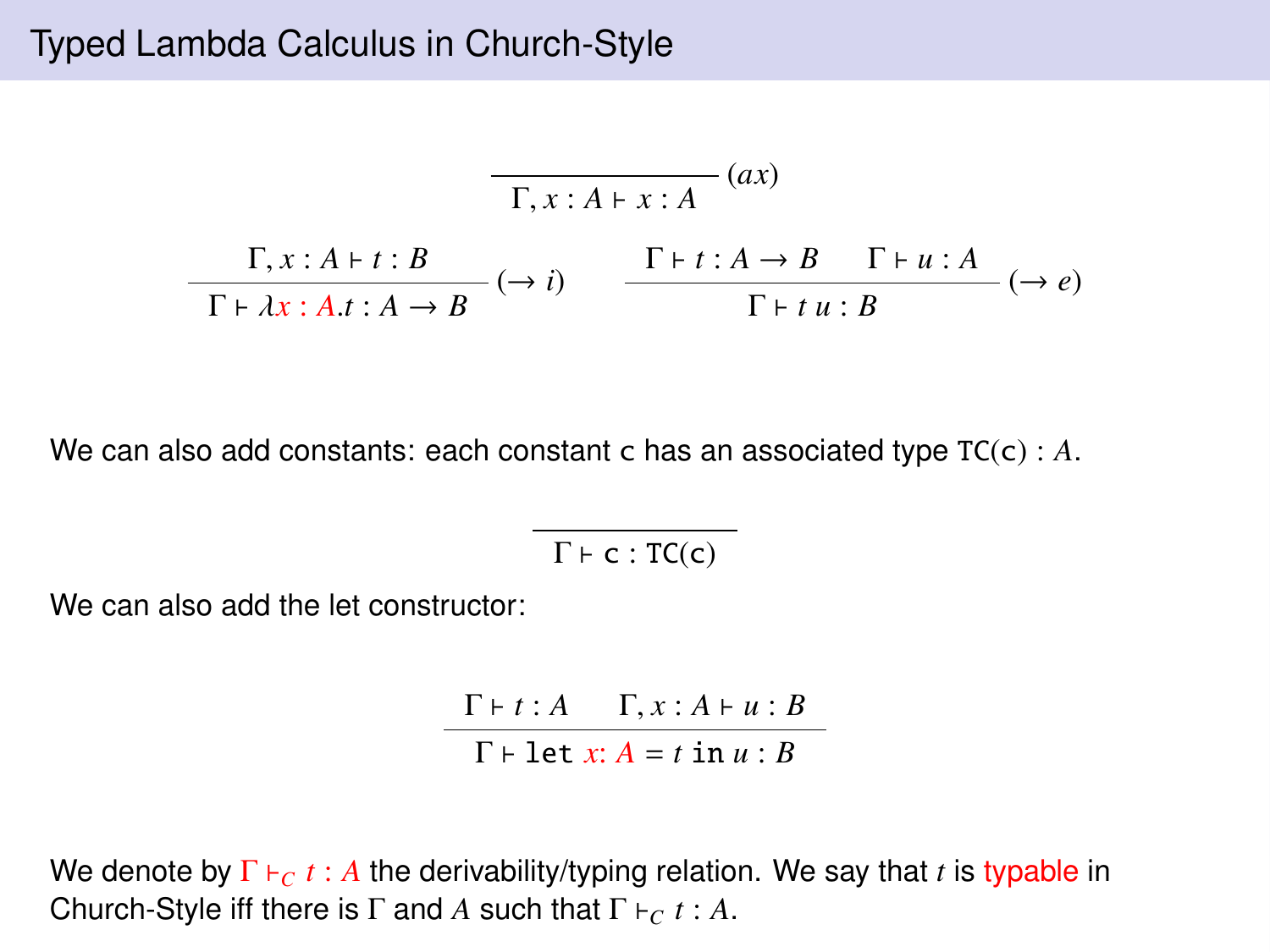# Typed Lambda Calculus in Church-Style

$$\frac{}{\Gamma, x : A \vdash x : A}\ (ax)$$

$$\frac{\Gamma, x : A \vdash t : B}{\Gamma \vdash \lambda x : A . t : A \to B}\ (\to i) \qquad \frac{\Gamma \vdash t : A \to B \qquad \Gamma \vdash u : A}{\Gamma \vdash t\, u : B}\ (\to e)$$

We can also add constants: each constant $\mathtt{c}$ has an associated type $\mathtt{TC}(\mathtt{c}) : A$.

$$\frac{}{\Gamma \vdash \mathtt{c} : \mathtt{TC}(\mathtt{c})}$$

We can also add the let constructor:

$$\frac{\Gamma \vdash t : A \qquad \Gamma, x : A \vdash u : B}{\Gamma \vdash \mathtt{let}\ x : A = t\ \mathtt{in}\ u : B}$$

We denote by $\Gamma \vdash_C t : A$ the derivability/typing relation. We say that $t$ is typable in Church-Style iff there is $\Gamma$ and $A$ such that $\Gamma \vdash_C t : A$.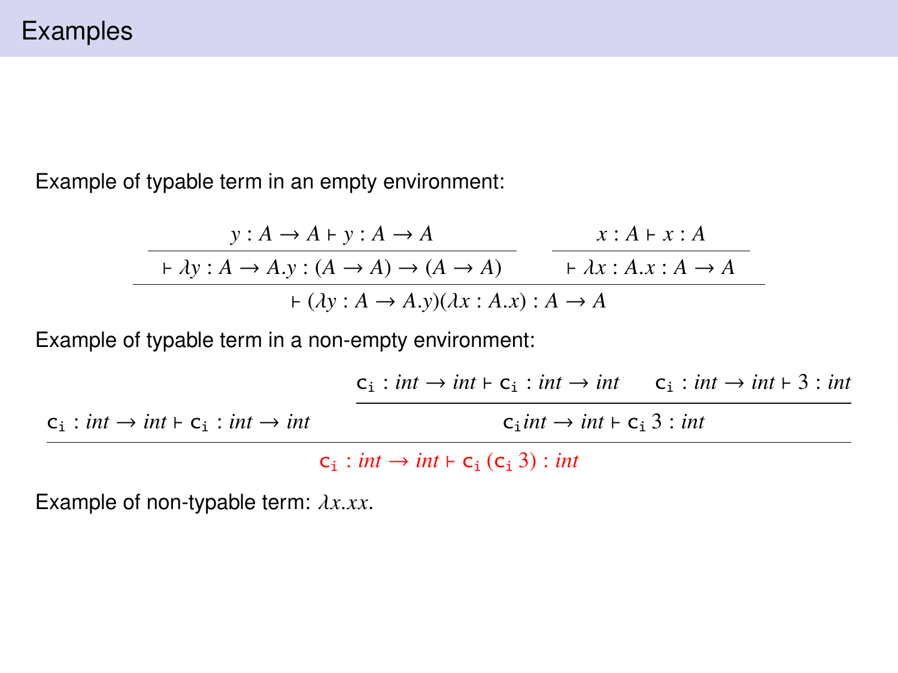# Examples

Example of typable term in an empty environment:

$$\dfrac{\dfrac{y : A \to A \vdash y : A \to A}{\vdash \lambda y : A \to A.y : (A \to A) \to (A \to A)} \qquad \dfrac{x : A \vdash x : A}{\vdash \lambda x : A.x : A \to A}}{\vdash (\lambda y : A \to A.y)(\lambda x : A.x) : A \to A}$$

Example of typable term in a non-empty environment:

$$\dfrac{\mathtt{c_i} : int \to int \vdash \mathtt{c_i} : int \to int \qquad \dfrac{\mathtt{c_i} : int \to int \vdash \mathtt{c_i} : int \to int \qquad \mathtt{c_i} : int \to int \vdash 3 : int}{\mathtt{c_i} int \to int \vdash \mathtt{c_i}\, 3 : int}}{\mathtt{c_i} : int \to int \vdash \mathtt{c_i}\, (\mathtt{c_i}\, 3) : int}$$

Example of non-typable term: $\lambda x.xx$.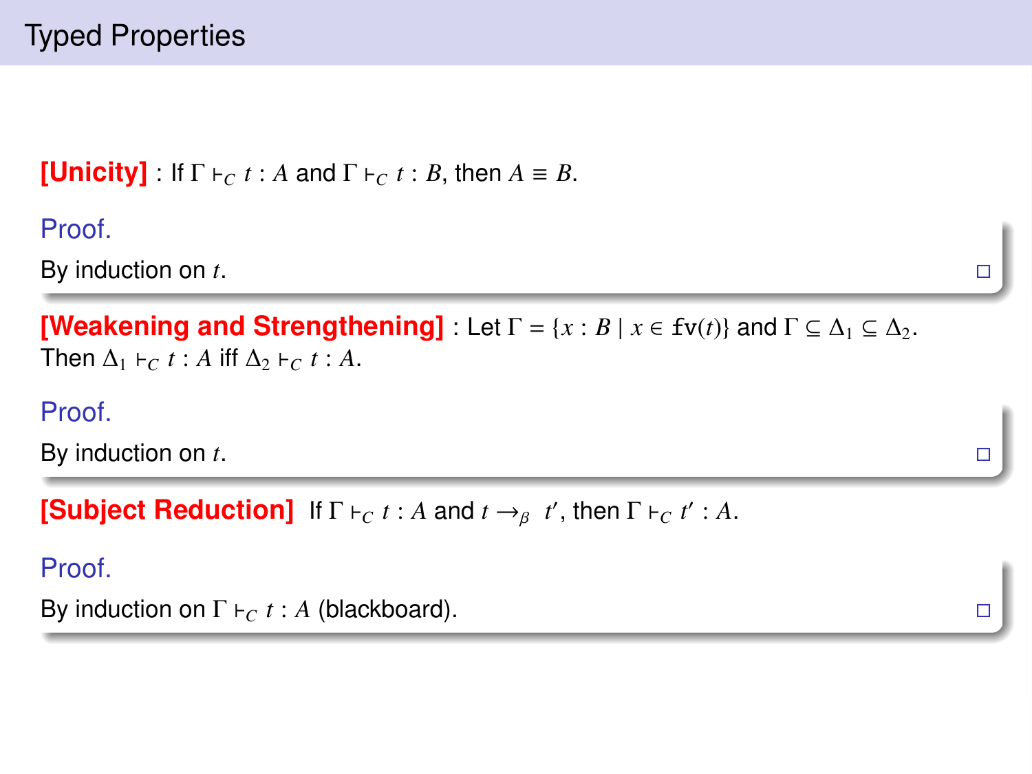# Typed Properties

**[Unicity]** : If $\Gamma \vdash_C t : A$ and $\Gamma \vdash_C t : B$, then $A \equiv B$.

Proof.

By induction on $t$. □

**[Weakening and Strengthening]** : Let $\Gamma = \{x : B \mid x \in \mathtt{fv}(t)\}$ and $\Gamma \subseteq \Delta_1 \subseteq \Delta_2$. Then $\Delta_1 \vdash_C t : A$ iff $\Delta_2 \vdash_C t : A$.

Proof.

By induction on $t$. □

**[Subject Reduction]** If $\Gamma \vdash_C t : A$ and $t \rightarrow_\beta t'$, then $\Gamma \vdash_C t' : A$.

Proof.

By induction on $\Gamma \vdash_C t : A$ (blackboard). □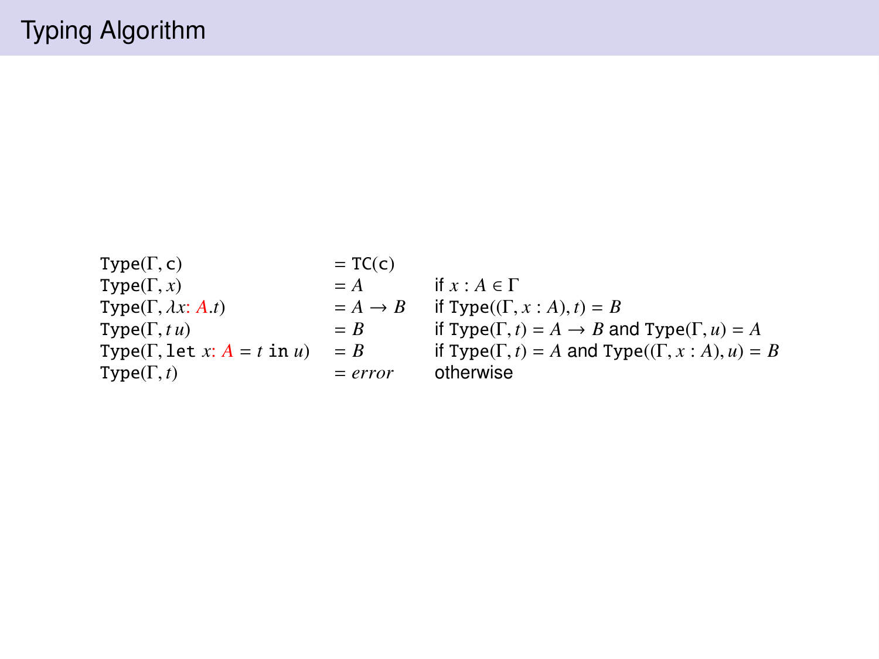# Typing Algorithm

| | | |
|---|---|---|
| $\mathtt{Type}(\Gamma, \mathtt{c})$ | $= \mathtt{TC}(\mathtt{c})$ | |
| $\mathtt{Type}(\Gamma, x)$ | $= A$ | if $x : A \in \Gamma$ |
| $\mathtt{Type}(\Gamma, \lambda x\colon A.t)$ | $= A \to B$ | if $\mathtt{Type}((\Gamma, x : A), t) = B$ |
| $\mathtt{Type}(\Gamma, t\,u)$ | $= B$ | if $\mathtt{Type}(\Gamma, t) = A \to B$ and $\mathtt{Type}(\Gamma, u) = A$ |
| $\mathtt{Type}(\Gamma, \mathtt{let}\ x\colon A = t\ \mathtt{in}\ u)$ | $= B$ | if $\mathtt{Type}(\Gamma, t) = A$ and $\mathtt{Type}((\Gamma, x : A), u) = B$ |
| $\mathtt{Type}(\Gamma, t)$ | $= \mathit{error}$ | otherwise |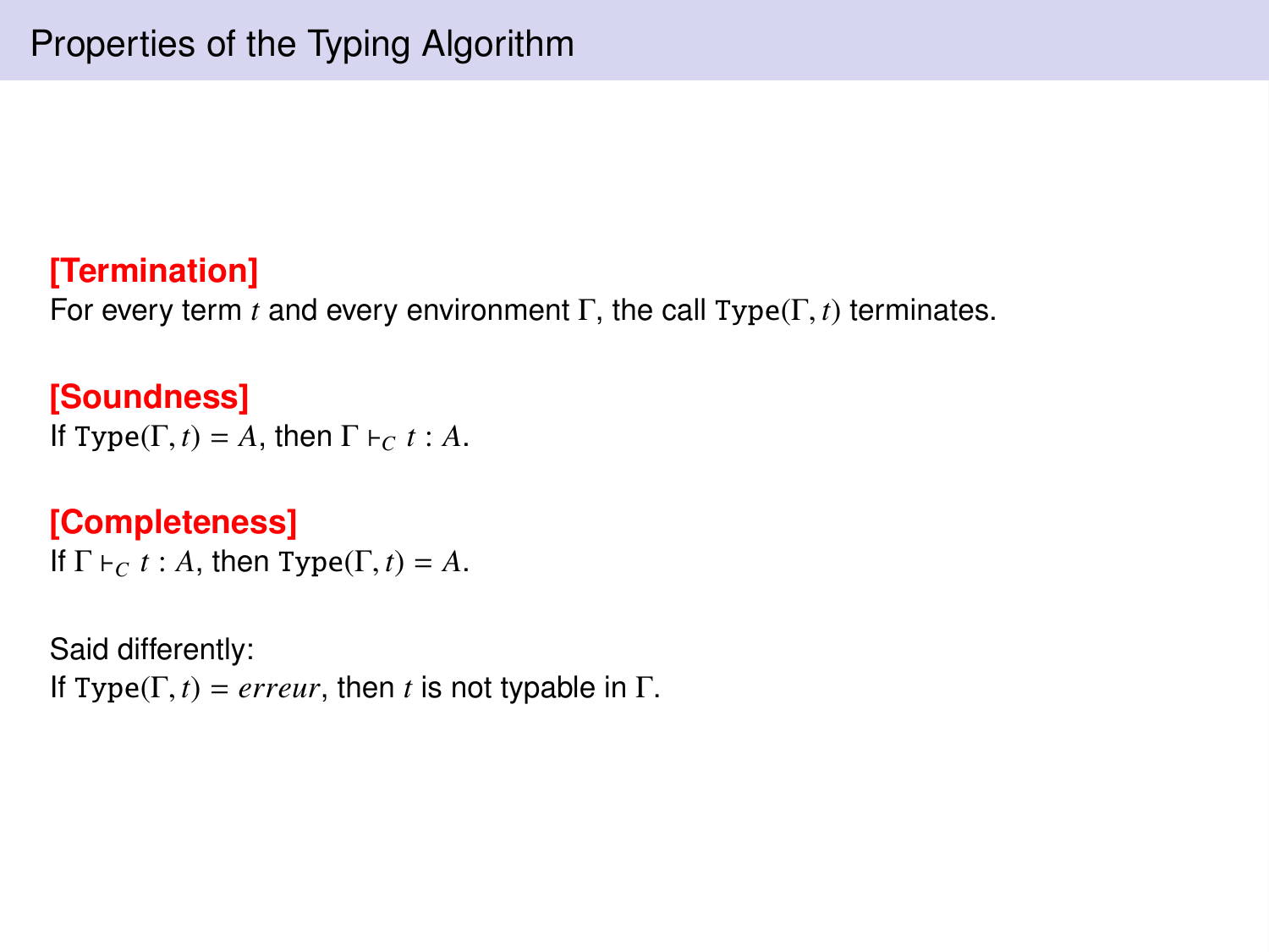# Properties of the Typing Algorithm

**[Termination]**
For every term $t$ and every environment $\Gamma$, the call $\texttt{Type}(\Gamma, t)$ terminates.

**[Soundness]**
If $\texttt{Type}(\Gamma, t) = A$, then $\Gamma \vdash_C t : A$.

**[Completeness]**
If $\Gamma \vdash_C t : A$, then $\texttt{Type}(\Gamma, t) = A$.

Said differently:
If $\texttt{Type}(\Gamma, t) = \mathit{erreur}$, then $t$ is not typable in $\Gamma$.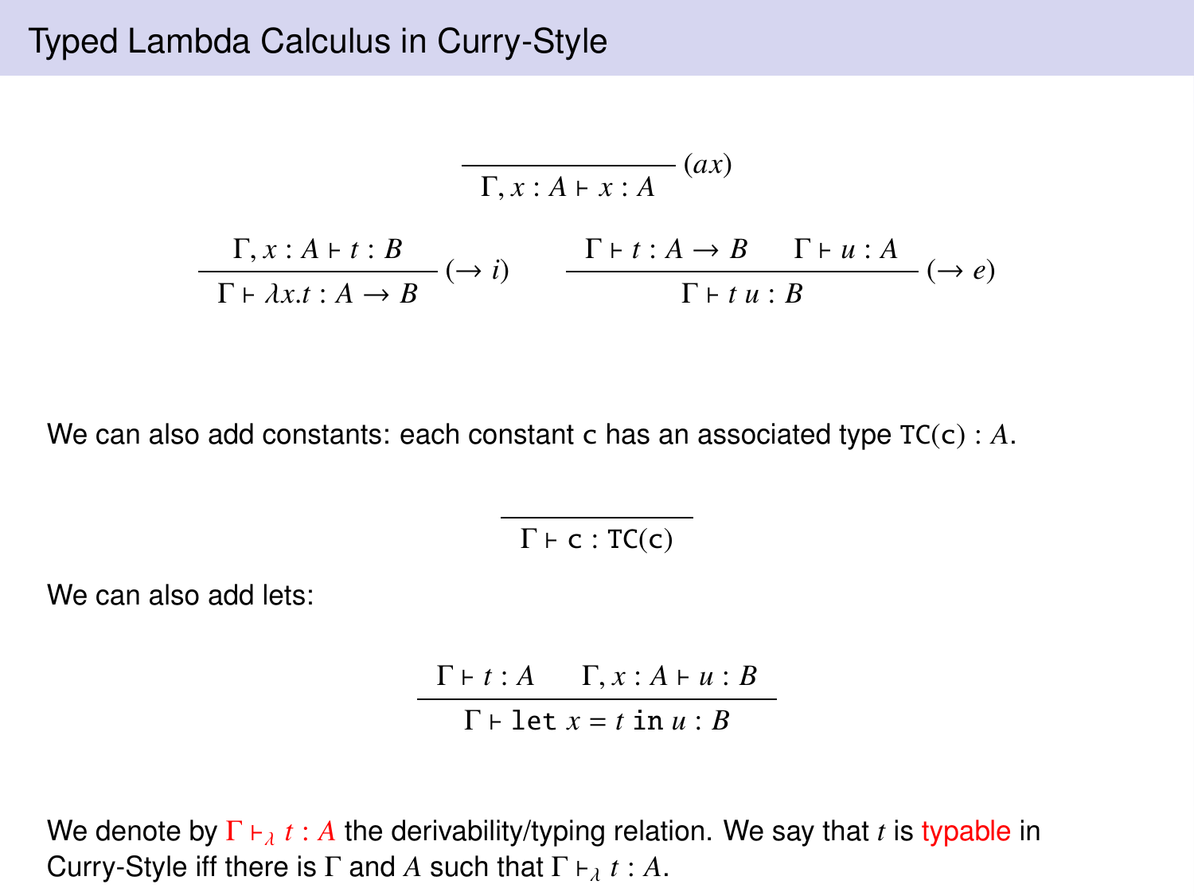# Typed Lambda Calculus in Curry-Style

$$\frac{}{\Gamma, x : A \vdash x : A}\ (ax)$$

$$\frac{\Gamma, x : A \vdash t : B}{\Gamma \vdash \lambda x.t : A \to B}\ (\to i) \qquad \frac{\Gamma \vdash t : A \to B \qquad \Gamma \vdash u : A}{\Gamma \vdash t\ u : B}\ (\to e)$$

We can also add constants: each constant c has an associated type $\texttt{TC}(\mathsf{c}) : A$.

$$\frac{}{\Gamma \vdash \mathsf{c} : \texttt{TC}(\mathsf{c})}$$

We can also add lets:

$$\frac{\Gamma \vdash t : A \qquad \Gamma, x : A \vdash u : B}{\Gamma \vdash \texttt{let}\ x = t\ \texttt{in}\ u : B}$$

We denote by $\Gamma \vdash_\lambda t : A$ the derivability/typing relation. We say that $t$ is typable in Curry-Style iff there is $\Gamma$ and $A$ such that $\Gamma \vdash_\lambda t : A$.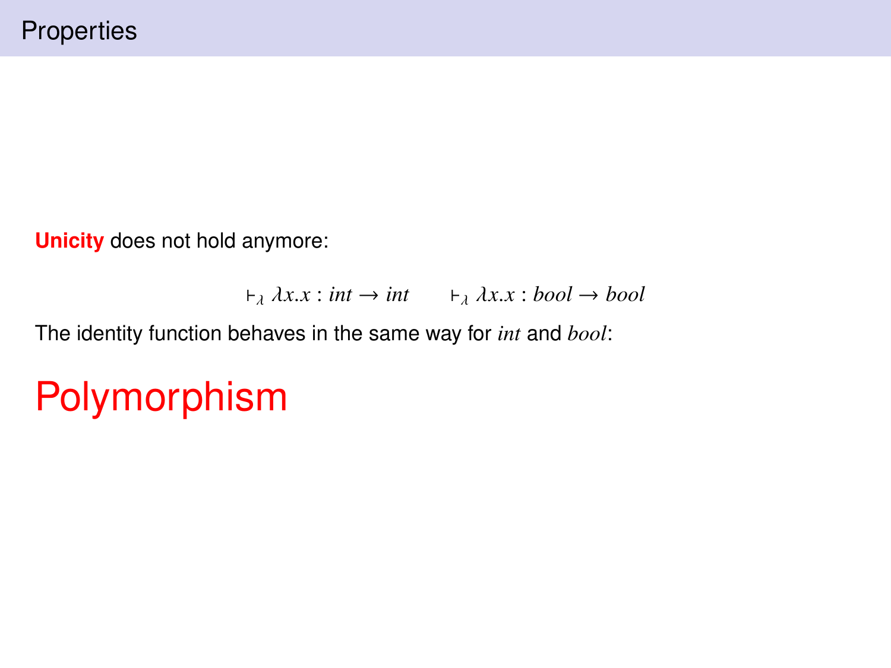# Properties

**Unicity** does not hold anymore:

$$\vdash_\lambda \lambda x.x : int \to int \qquad \vdash_\lambda \lambda x.x : bool \to bool$$

The identity function behaves in the same way for $int$ and $bool$:

# Polymorphism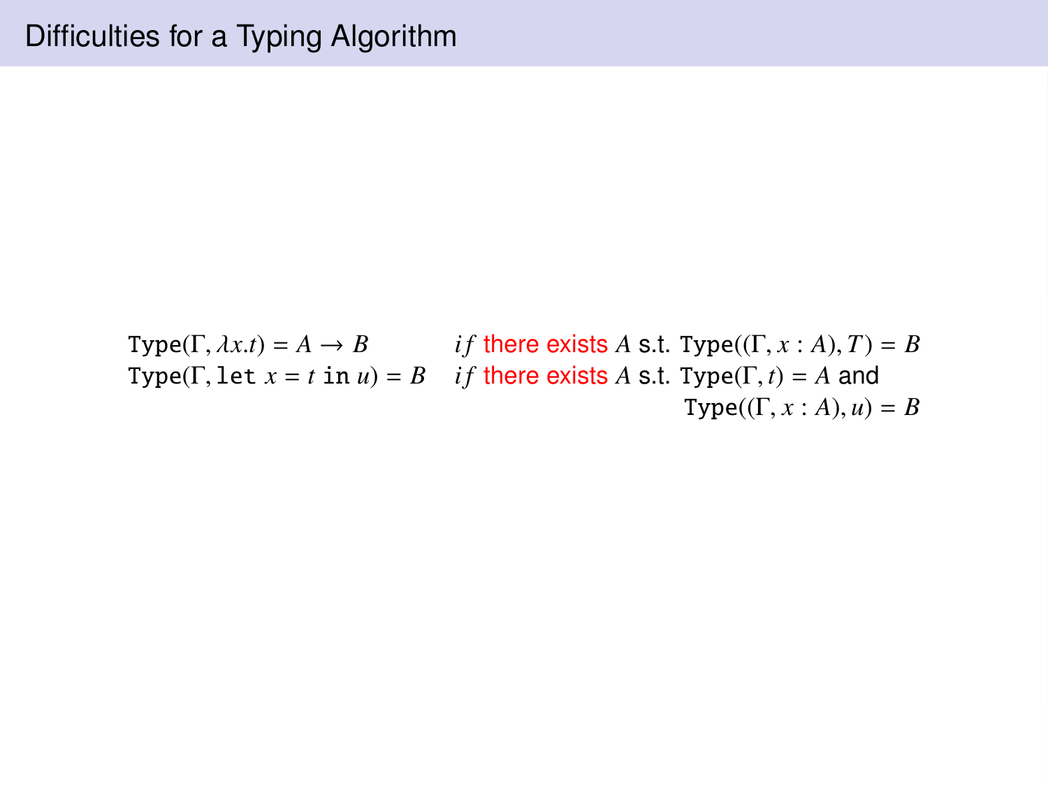# Difficulties for a Typing Algorithm

$$
\begin{array}{lll}
\texttt{Type}(\Gamma, \lambda x.t) = A \to B & \mathit{if} \text{ there exists } A \text{ s.t. } \texttt{Type}((\Gamma, x : A), T) = B \\
\texttt{Type}(\Gamma, \texttt{let } x = t \texttt{ in } u) = B & \mathit{if} \text{ there exists } A \text{ s.t. } \texttt{Type}(\Gamma, t) = A \text{ and} \\
& \qquad \texttt{Type}((\Gamma, x : A), u) = B
\end{array}
$$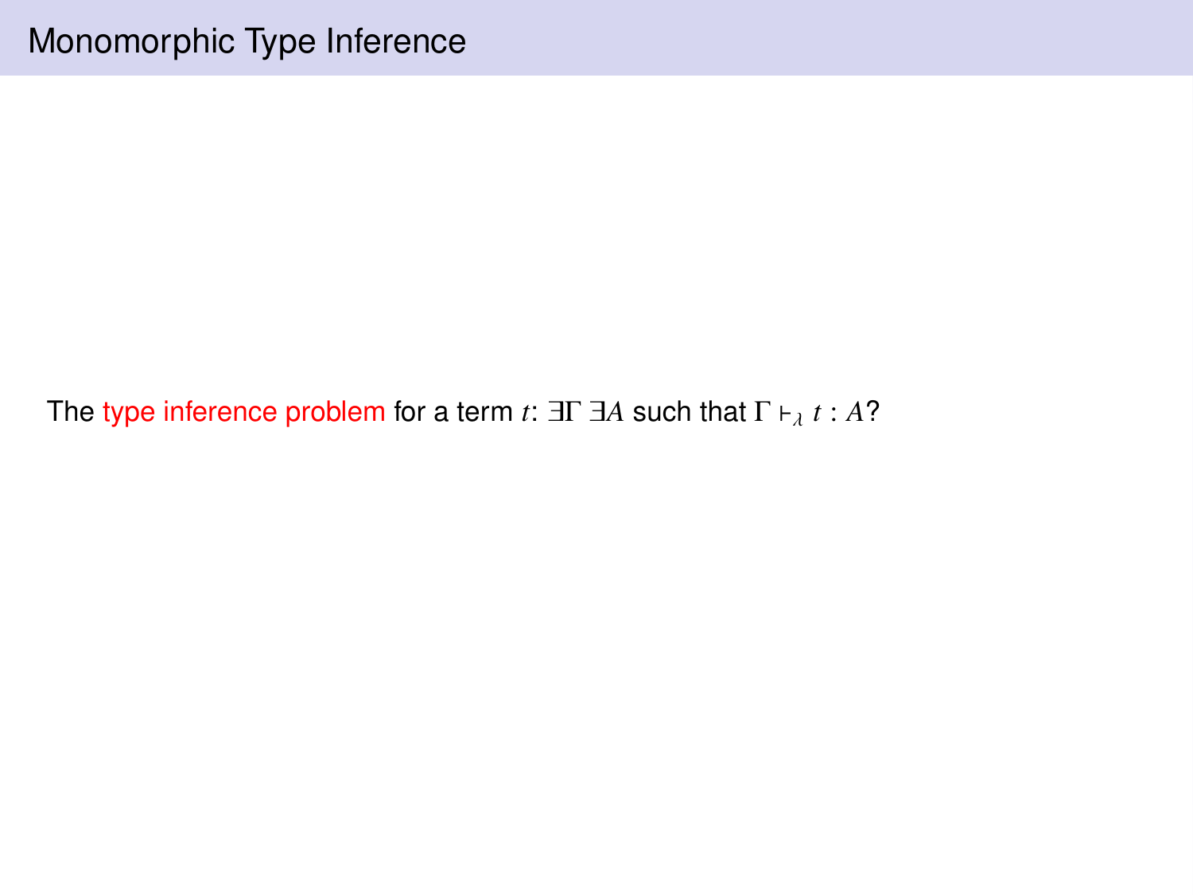# Monomorphic Type Inference

The type inference problem for a term $t$: $\exists \Gamma \; \exists A$ such that $\Gamma \vdash_\lambda t : A$?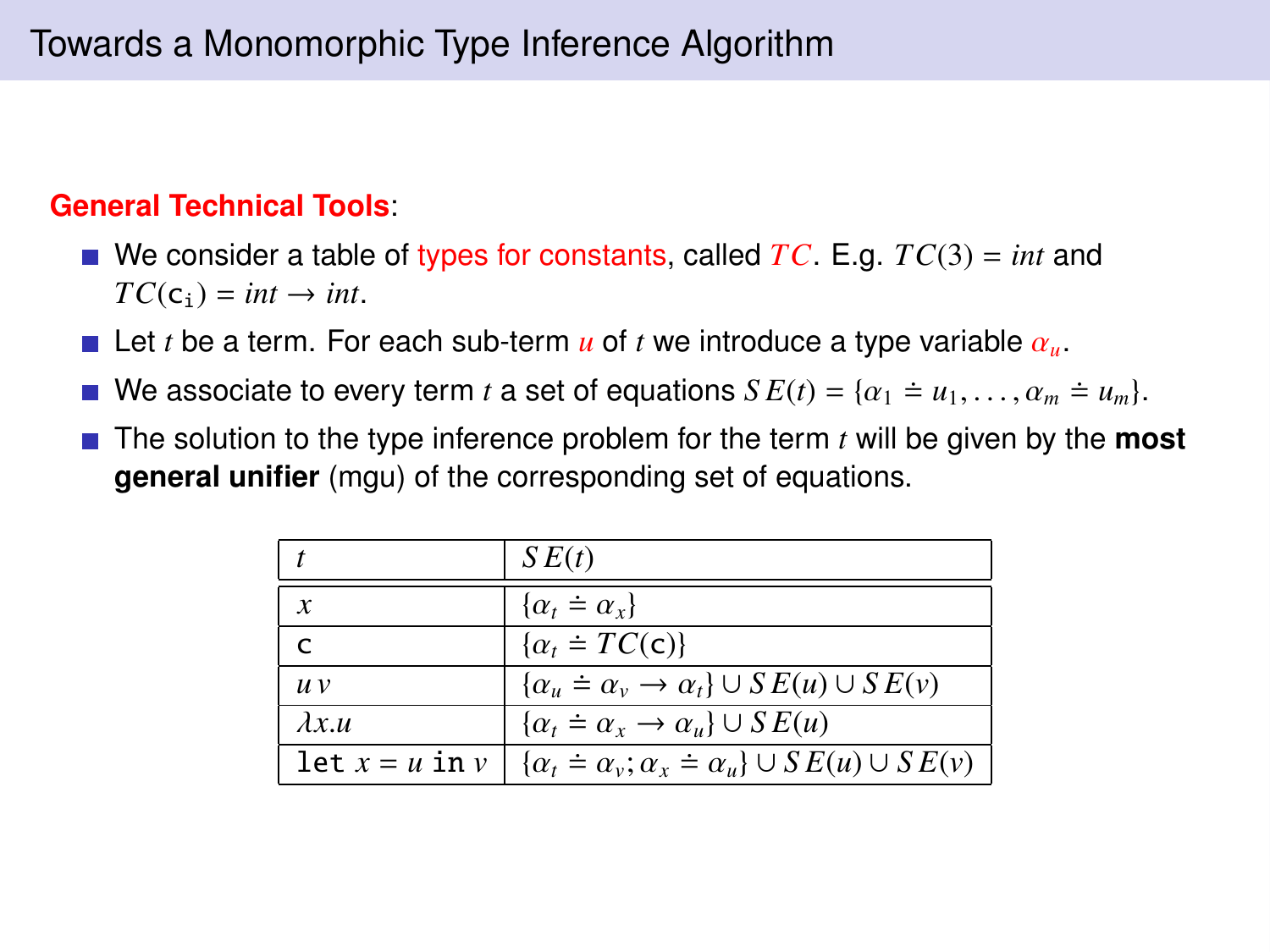# Towards a Monomorphic Type Inference Algorithm

**General Technical Tools**:

- We consider a table of types for constants, called $TC$. E.g. $TC(3) = int$ and $TC(\mathtt{c_i}) = int \to int$.
- Let $t$ be a term. For each sub-term $u$ of $t$ we introduce a type variable $\alpha_u$.
- We associate to every term $t$ a set of equations $SE(t) = \{\alpha_1 \doteq u_1, \ldots, \alpha_m \doteq u_m\}$.
- The solution to the type inference problem for the term $t$ will be given by the **most general unifier** (mgu) of the corresponding set of equations.

| $t$ | $SE(t)$ |
|---|---|
| $x$ | $\{\alpha_t \doteq \alpha_x\}$ |
| $\mathtt{c}$ | $\{\alpha_t \doteq TC(\mathtt{c})\}$ |
| $u\,v$ | $\{\alpha_u \doteq \alpha_v \to \alpha_t\} \cup SE(u) \cup SE(v)$ |
| $\lambda x.u$ | $\{\alpha_t \doteq \alpha_x \to \alpha_u\} \cup SE(u)$ |
| $\mathtt{let}\ x = u\ \mathtt{in}\ v$ | $\{\alpha_t \doteq \alpha_v; \alpha_x \doteq \alpha_u\} \cup SE(u) \cup SE(v)$ |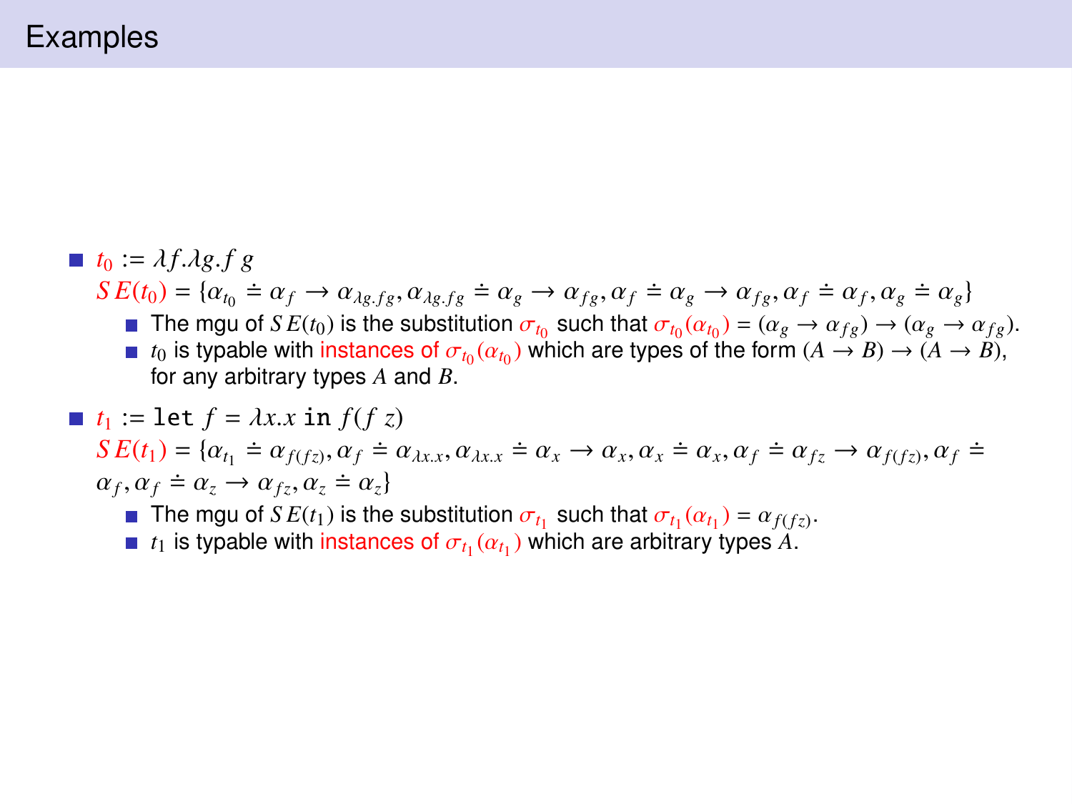# Examples

- $t_0 := \lambda f.\lambda g.f\ g$

  $SE(t_0) = \{\alpha_{t_0} \doteq \alpha_f \to \alpha_{\lambda g.fg}, \alpha_{\lambda g.fg} \doteq \alpha_g \to \alpha_{fg}, \alpha_f \doteq \alpha_g \to \alpha_{fg}, \alpha_f \doteq \alpha_f, \alpha_g \doteq \alpha_g\}$

  - The mgu of $SE(t_0)$ is the substitution $\sigma_{t_0}$ such that $\sigma_{t_0}(\alpha_{t_0}) = (\alpha_g \to \alpha_{fg}) \to (\alpha_g \to \alpha_{fg})$.
  - $t_0$ is typable with instances of $\sigma_{t_0}(\alpha_{t_0})$ which are types of the form $(A \to B) \to (A \to B)$, for any arbitrary types $A$ and $B$.

- $t_1 :=$ `let` $f = \lambda x.x$ `in` $f(f\ z)$

  $SE(t_1) = \{\alpha_{t_1} \doteq \alpha_{f(fz)}, \alpha_f \doteq \alpha_{\lambda x.x}, \alpha_{\lambda x.x} \doteq \alpha_x \to \alpha_x, \alpha_x \doteq \alpha_x, \alpha_f \doteq \alpha_{fz} \to \alpha_{f(fz)}, \alpha_f \doteq \alpha_f, \alpha_f \doteq \alpha_z \to \alpha_{fz}, \alpha_z \doteq \alpha_z\}$

  - The mgu of $SE(t_1)$ is the substitution $\sigma_{t_1}$ such that $\sigma_{t_1}(\alpha_{t_1}) = \alpha_{f(fz)}$.
  - $t_1$ is typable with instances of $\sigma_{t_1}(\alpha_{t_1})$ which are arbitrary types $A$.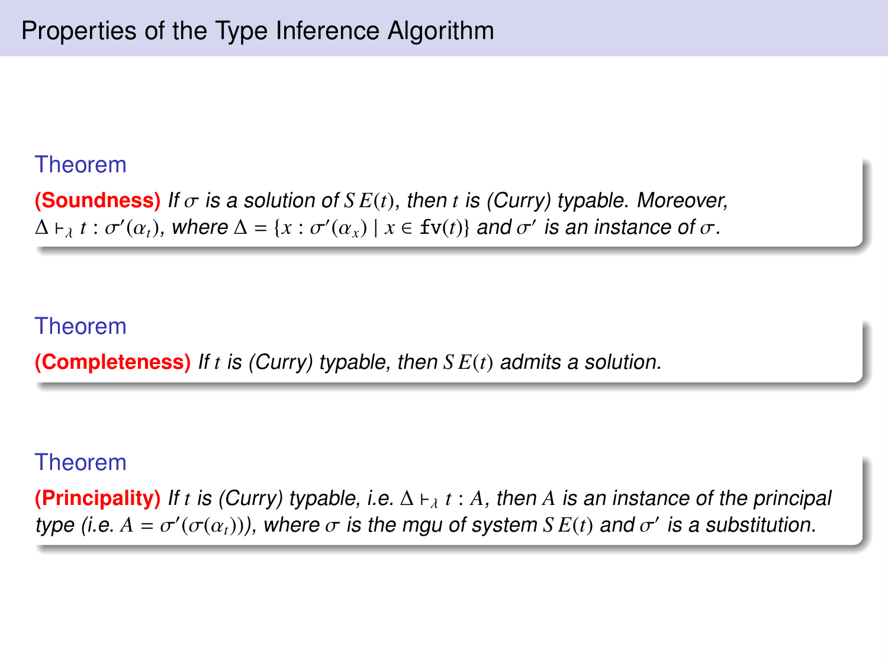# Properties of the Type Inference Algorithm

**Theorem**

**(Soundness)** *If $\sigma$ is a solution of $SE(t)$, then $t$ is (Curry) typable. Moreover, $\Delta \vdash_\lambda t : \sigma'(\alpha_t)$, where $\Delta = \{x : \sigma'(\alpha_x) \mid x \in \mathtt{fv}(t)\}$ and $\sigma'$ is an instance of $\sigma$.*

**Theorem**

**(Completeness)** *If $t$ is (Curry) typable, then $SE(t)$ admits a solution.*

**Theorem**

**(Principality)** *If $t$ is (Curry) typable, i.e. $\Delta \vdash_\lambda t : A$, then $A$ is an instance of the principal type (i.e. $A = \sigma'(\sigma(\alpha_t))$), where $\sigma$ is the mgu of system $SE(t)$ and $\sigma'$ is a substitution.*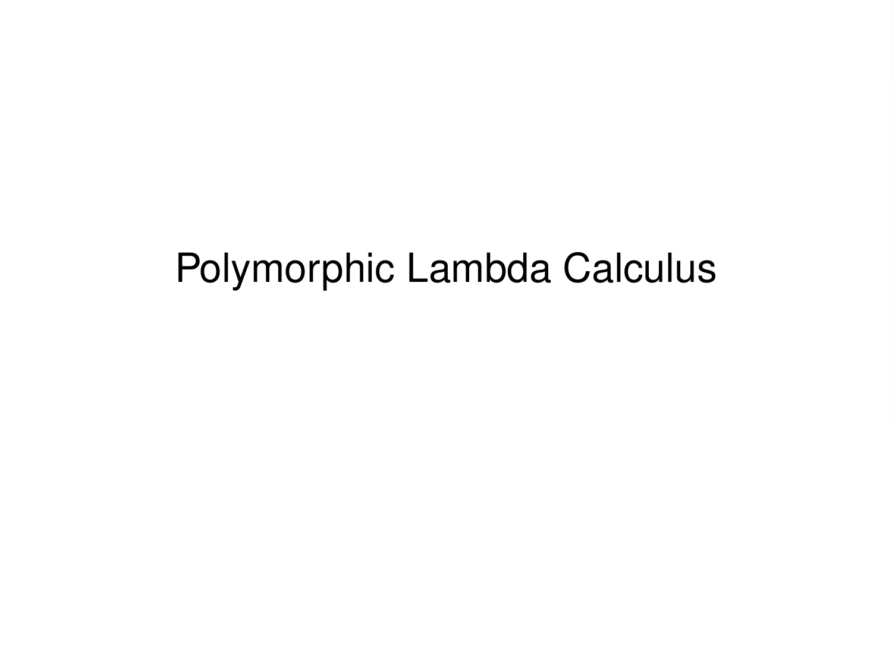# Polymorphic Lambda Calculus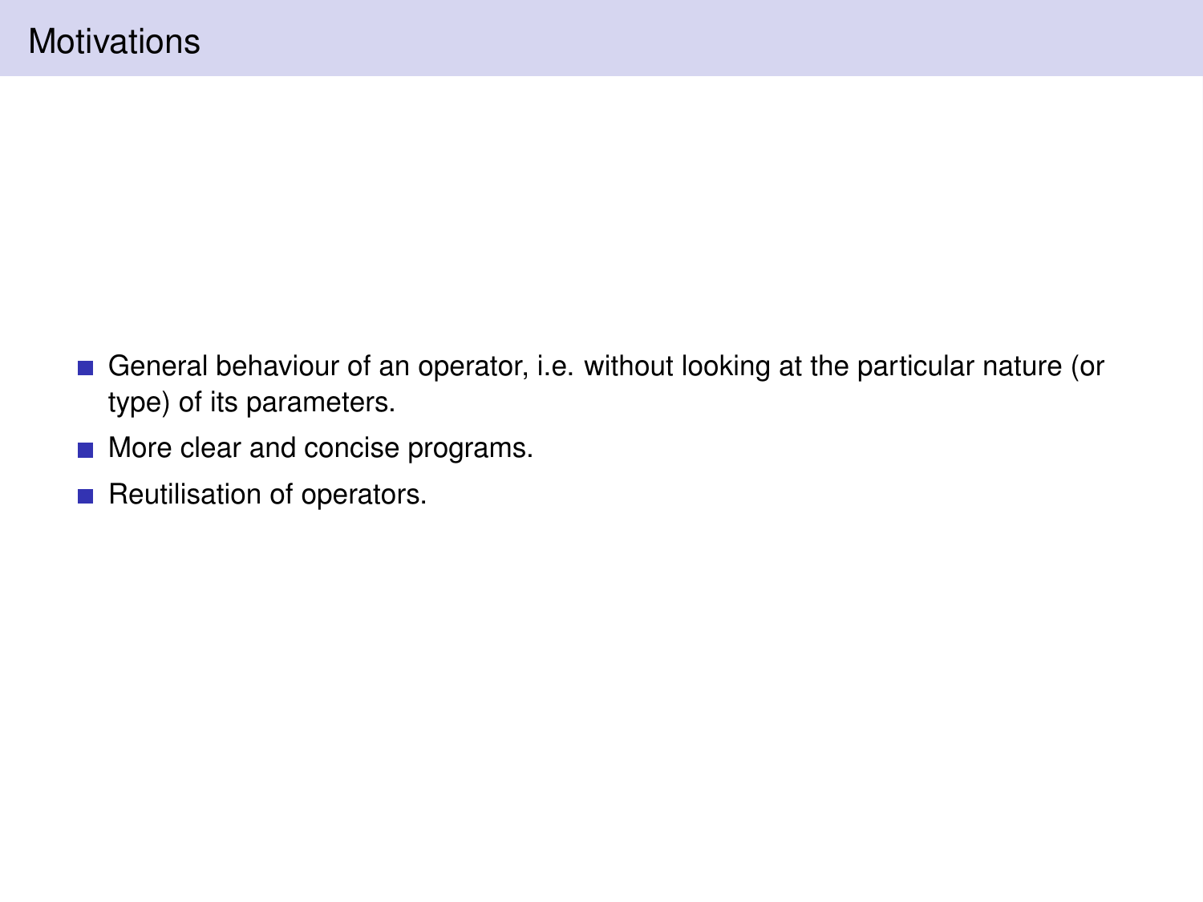# Motivations

- General behaviour of an operator, i.e. without looking at the particular nature (or type) of its parameters.
- More clear and concise programs.
- Reutilisation of operators.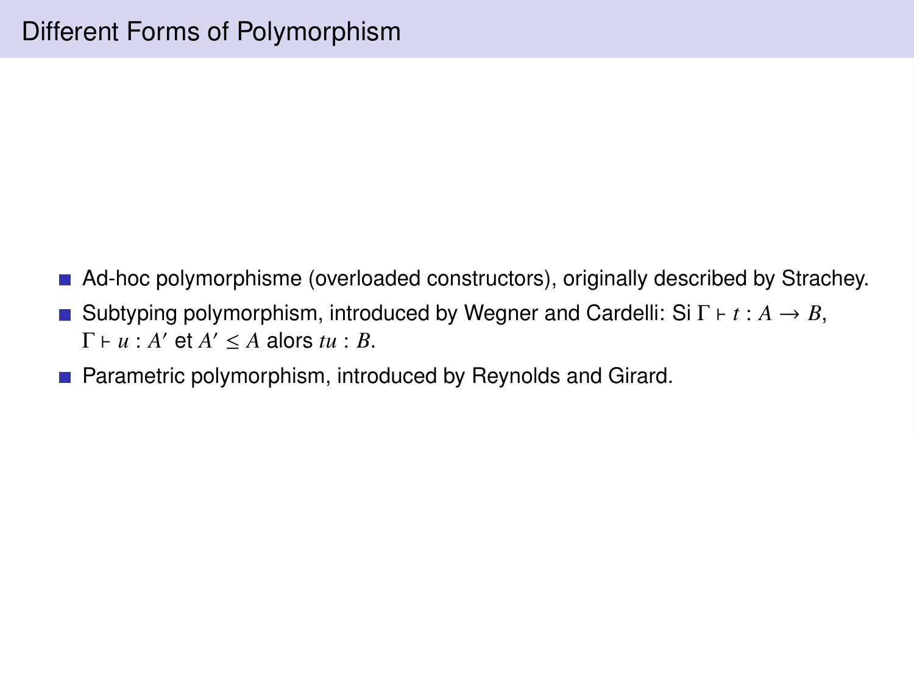# Different Forms of Polymorphism

- Ad-hoc polymorphisme (overloaded constructors), originally described by Strachey.
- Subtyping polymorphism, introduced by Wegner and Cardelli: Si $\Gamma \vdash t : A \rightarrow B$, $\Gamma \vdash u : A'$ et $A' \leq A$ alors $tu : B$.
- Parametric polymorphism, introduced by Reynolds and Girard.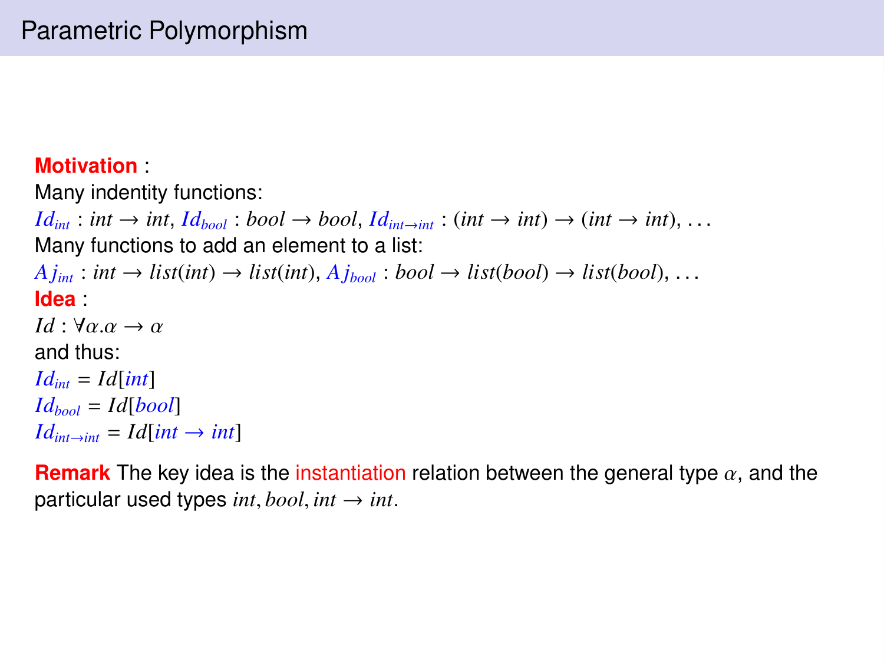# Parametric Polymorphism

**Motivation** :

Many indentity functions:

$Id_{int} : int \rightarrow int$, $Id_{bool} : bool \rightarrow bool$, $Id_{int \rightarrow int} : (int \rightarrow int) \rightarrow (int \rightarrow int)$, ...

Many functions to add an element to a list:

$Aj_{int} : int \rightarrow list(int) \rightarrow list(int)$, $Aj_{bool} : bool \rightarrow list(bool) \rightarrow list(bool)$, ...

**Idea** :

$Id : \forall \alpha . \alpha \rightarrow \alpha$

and thus:

$Id_{int} = Id[int]$

$Id_{bool} = Id[bool]$

$Id_{int \rightarrow int} = Id[int \rightarrow int]$

**Remark** The key idea is the instantiation relation between the general type $\alpha$, and the particular used types $int, bool, int \rightarrow int$.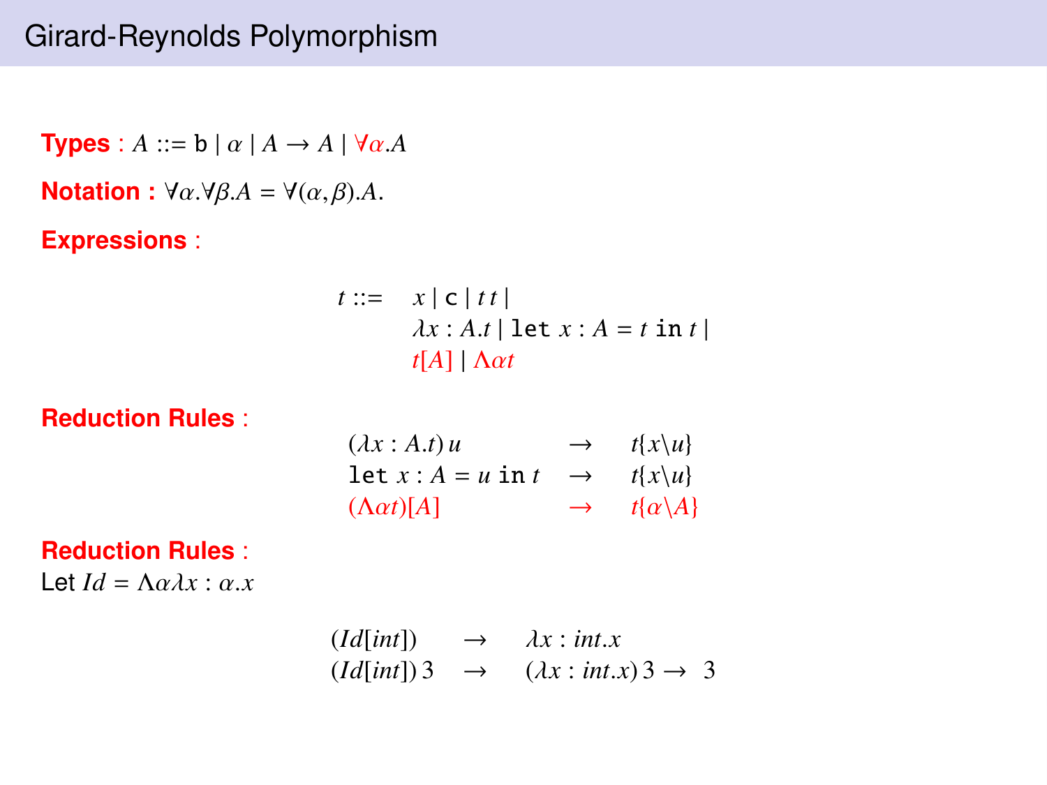# Girard-Reynolds Polymorphism

**Types** : $A ::= \mathtt{b} \mid \alpha \mid A \to A \mid \forall\alpha.A$

**Notation :** $\forall\alpha.\forall\beta.A = \forall(\alpha,\beta).A$.

**Expressions** :

$$
\begin{array}{rl}
t ::= & x \mid \mathtt{c} \mid t\,t \mid \\
& \lambda x : A.t \mid \mathtt{let}\ x : A = t\ \mathtt{in}\ t \mid \\
& t[A] \mid \Lambda\alpha t
\end{array}
$$

**Reduction Rules** :

$$
\begin{array}{lcl}
(\lambda x : A.t)\,u & \to & t\{x\backslash u\} \\
\mathtt{let}\ x : A = u\ \mathtt{in}\ t & \to & t\{x\backslash u\} \\
(\Lambda\alpha t)[A] & \to & t\{\alpha\backslash A\}
\end{array}
$$

**Reduction Rules** :

Let $Id = \Lambda\alpha\lambda x : \alpha.x$

$$
\begin{array}{lcl}
(Id[int]) & \to & \lambda x : int.x \\
(Id[int])\,3 & \to & (\lambda x : int.x)\,3 \to \ 3
\end{array}
$$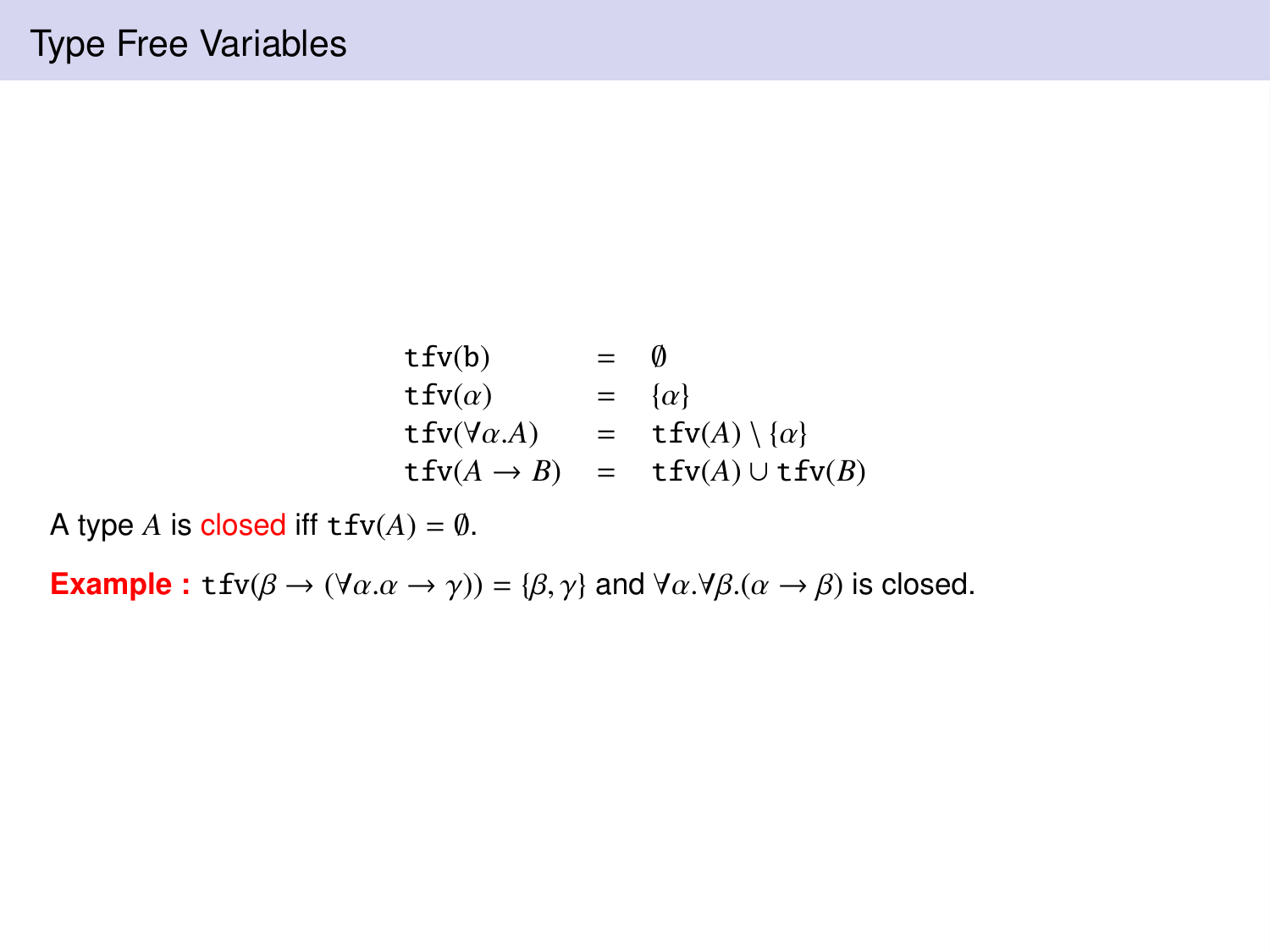# Type Free Variables

$$
\begin{array}{lcl}
\texttt{tfv}(\mathrm{b}) & = & \emptyset \\
\texttt{tfv}(\alpha) & = & \{\alpha\} \\
\texttt{tfv}(\forall\alpha.A) & = & \texttt{tfv}(A) \setminus \{\alpha\} \\
\texttt{tfv}(A \to B) & = & \texttt{tfv}(A) \cup \texttt{tfv}(B)
\end{array}
$$

A type $A$ is closed iff $\texttt{tfv}(A) = \emptyset$.

**Example :** $\texttt{tfv}(\beta \to (\forall\alpha.\alpha \to \gamma)) = \{\beta, \gamma\}$ and $\forall\alpha.\forall\beta.(\alpha \to \beta)$ is closed.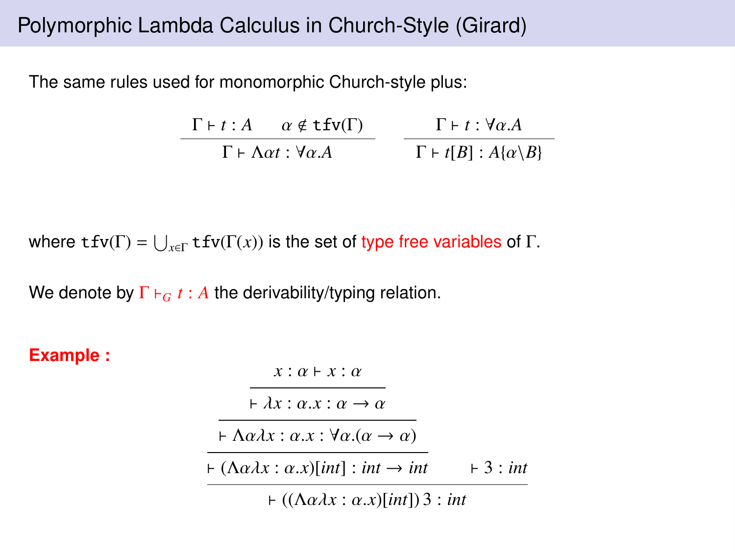# Polymorphic Lambda Calculus in Church-Style (Girard)

The same rules used for monomorphic Church-style plus:

$$\frac{\Gamma \vdash t : A \qquad \alpha \notin \mathtt{tfv}(\Gamma)}{\Gamma \vdash \Lambda\alpha t : \forall\alpha.A} \qquad \frac{\Gamma \vdash t : \forall\alpha.A}{\Gamma \vdash t[B] : A\{\alpha \backslash B\}}$$

where $\mathtt{tfv}(\Gamma) = \bigcup_{x\in\Gamma} \mathtt{tfv}(\Gamma(x))$ is the set of type free variables of $\Gamma$.

We denote by $\Gamma \vdash_G t : A$ the derivability/typing relation.

**Example :**

$$\cfrac{\cfrac{\cfrac{\cfrac{x : \alpha \vdash x : \alpha}{\vdash \lambda x : \alpha.x : \alpha \to \alpha}}{\vdash \Lambda\alpha\lambda x : \alpha.x : \forall\alpha.(\alpha \to \alpha)}}{\vdash (\Lambda\alpha\lambda x : \alpha.x)[int] : int \to int} \qquad \vdash 3 : int}{\vdash ((\Lambda\alpha\lambda x : \alpha.x)[int])\, 3 : int}$$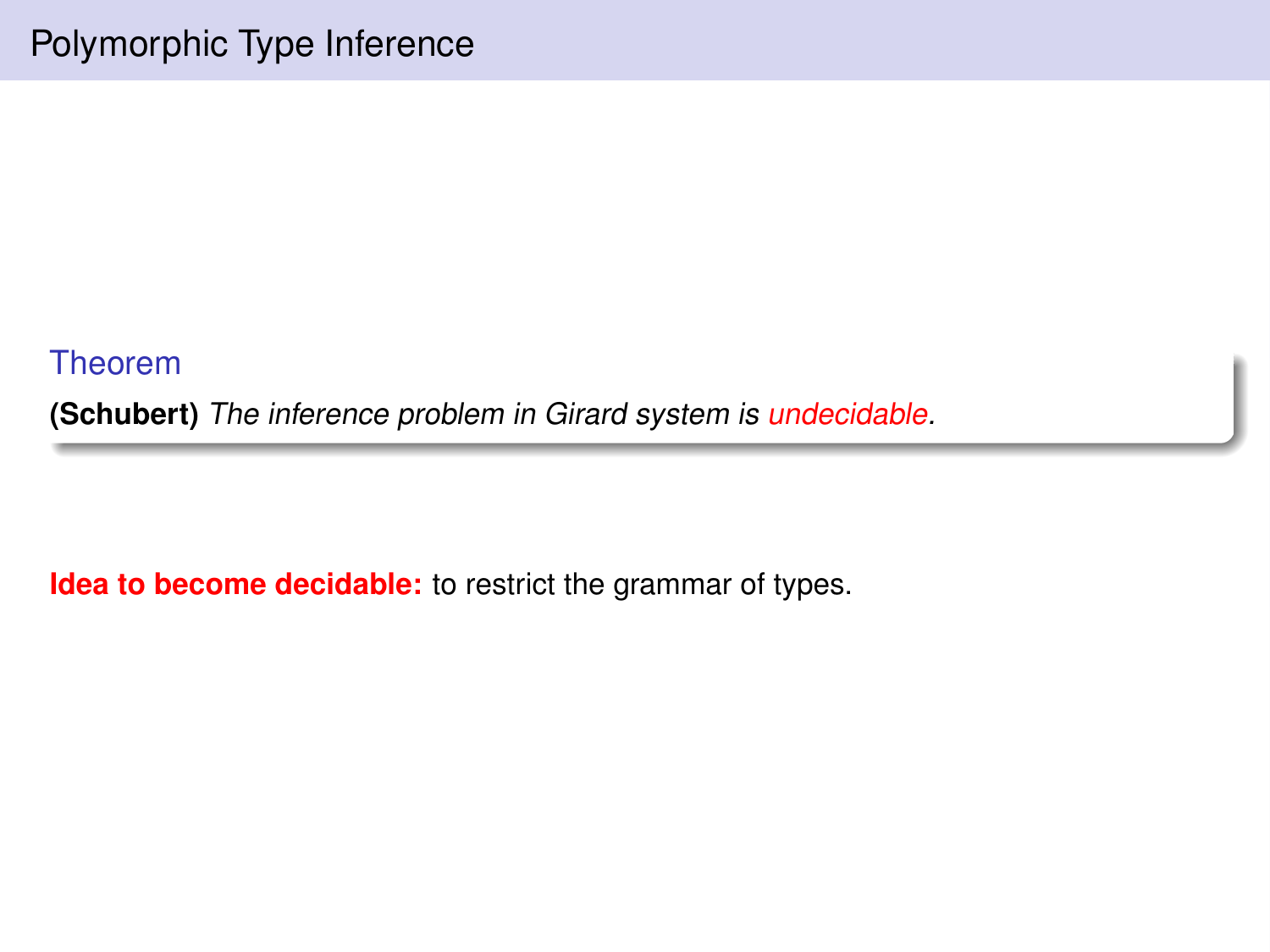# Polymorphic Type Inference

**Theorem**

**(Schubert)** *The inference problem in Girard system is undecidable.*

**Idea to become decidable:** to restrict the grammar of types.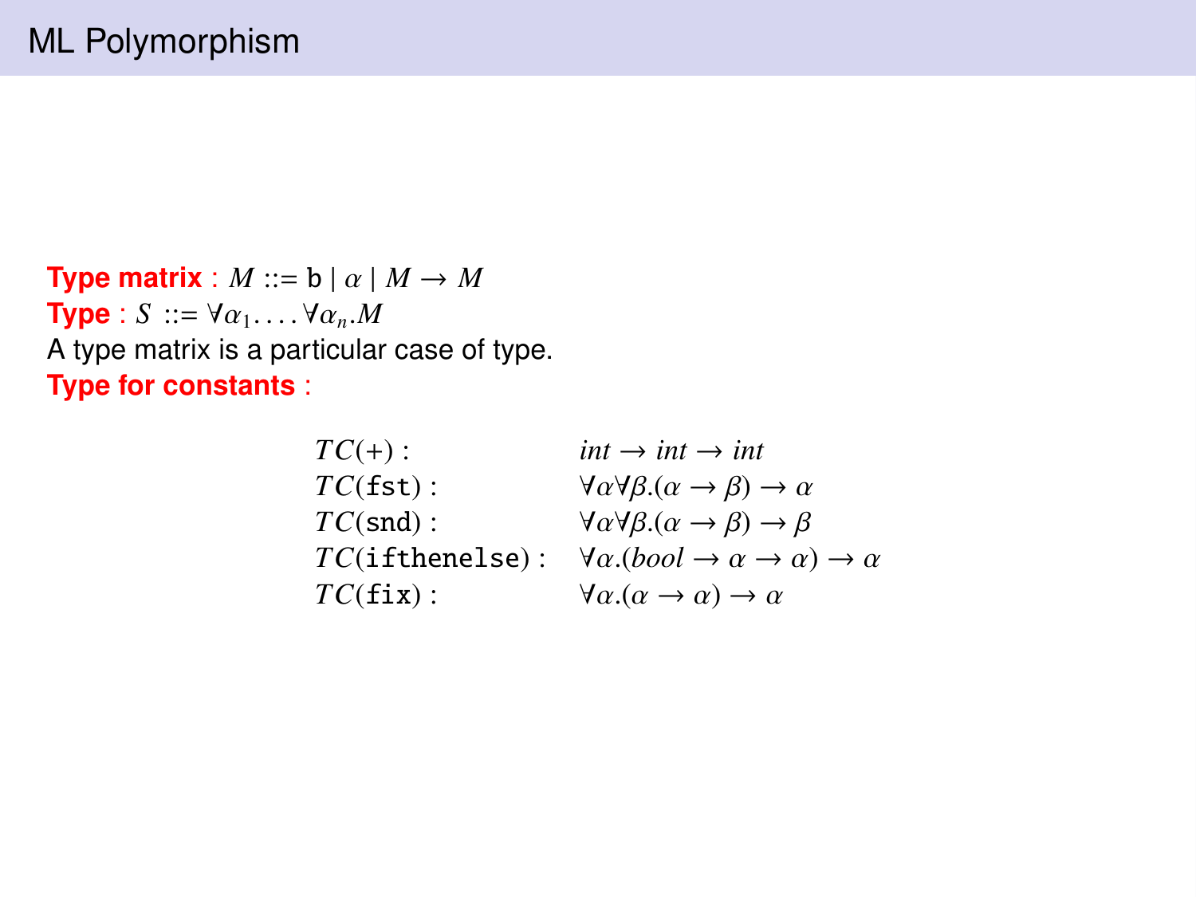# ML Polymorphism

**Type matrix** : $M ::= \mathtt{b} \mid \alpha \mid M \to M$
**Type** : $S ::= \forall \alpha_1 \ldots \forall \alpha_n . M$
A type matrix is a particular case of type.
**Type for constants** :

$$
\begin{array}{ll}
TC(+): & int \to int \to int \\
TC(\mathtt{fst}): & \forall \alpha \forall \beta . (\alpha \to \beta) \to \alpha \\
TC(\mathtt{snd}): & \forall \alpha \forall \beta . (\alpha \to \beta) \to \beta \\
TC(\mathtt{ifthenelse}): & \forall \alpha . (bool \to \alpha \to \alpha) \to \alpha \\
TC(\mathtt{fix}): & \forall \alpha . (\alpha \to \alpha) \to \alpha
\end{array}
$$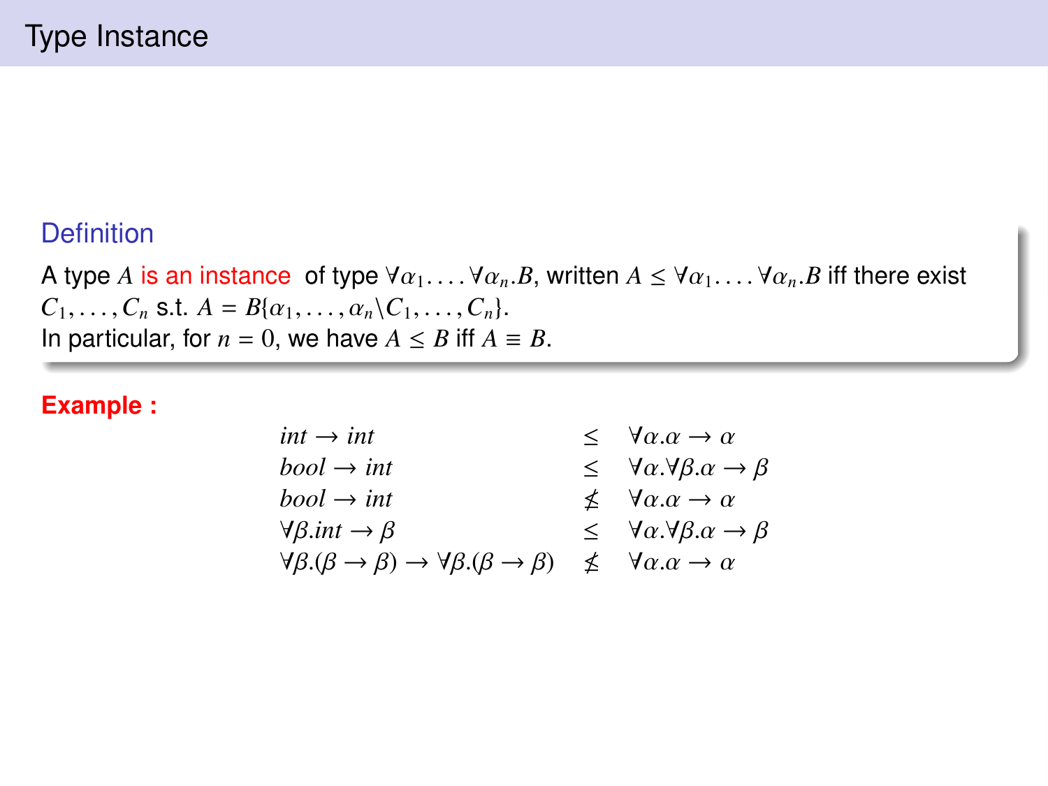# Type Instance

### Definition

A type $A$ is an instance of type $\forall\alpha_1.\ldots.\forall\alpha_n.B$, written $A \leq \forall\alpha_1.\ldots.\forall\alpha_n.B$ iff there exist $C_1,\ldots,C_n$ s.t. $A = B\{\alpha_1,\ldots,\alpha_n \backslash C_1,\ldots,C_n\}$.
In particular, for $n = 0$, we have $A \leq B$ iff $A \equiv B$.

**Example :**

$$
\begin{array}{lcl}
int \rightarrow int & \leq & \forall\alpha.\alpha \rightarrow \alpha \\
bool \rightarrow int & \leq & \forall\alpha.\forall\beta.\alpha \rightarrow \beta \\
bool \rightarrow int & \not\leq & \forall\alpha.\alpha \rightarrow \alpha \\
\forall\beta.int \rightarrow \beta & \leq & \forall\alpha.\forall\beta.\alpha \rightarrow \beta \\
\forall\beta.(\beta \rightarrow \beta) \rightarrow \forall\beta.(\beta \rightarrow \beta) & \not\leq & \forall\alpha.\alpha \rightarrow \alpha
\end{array}
$$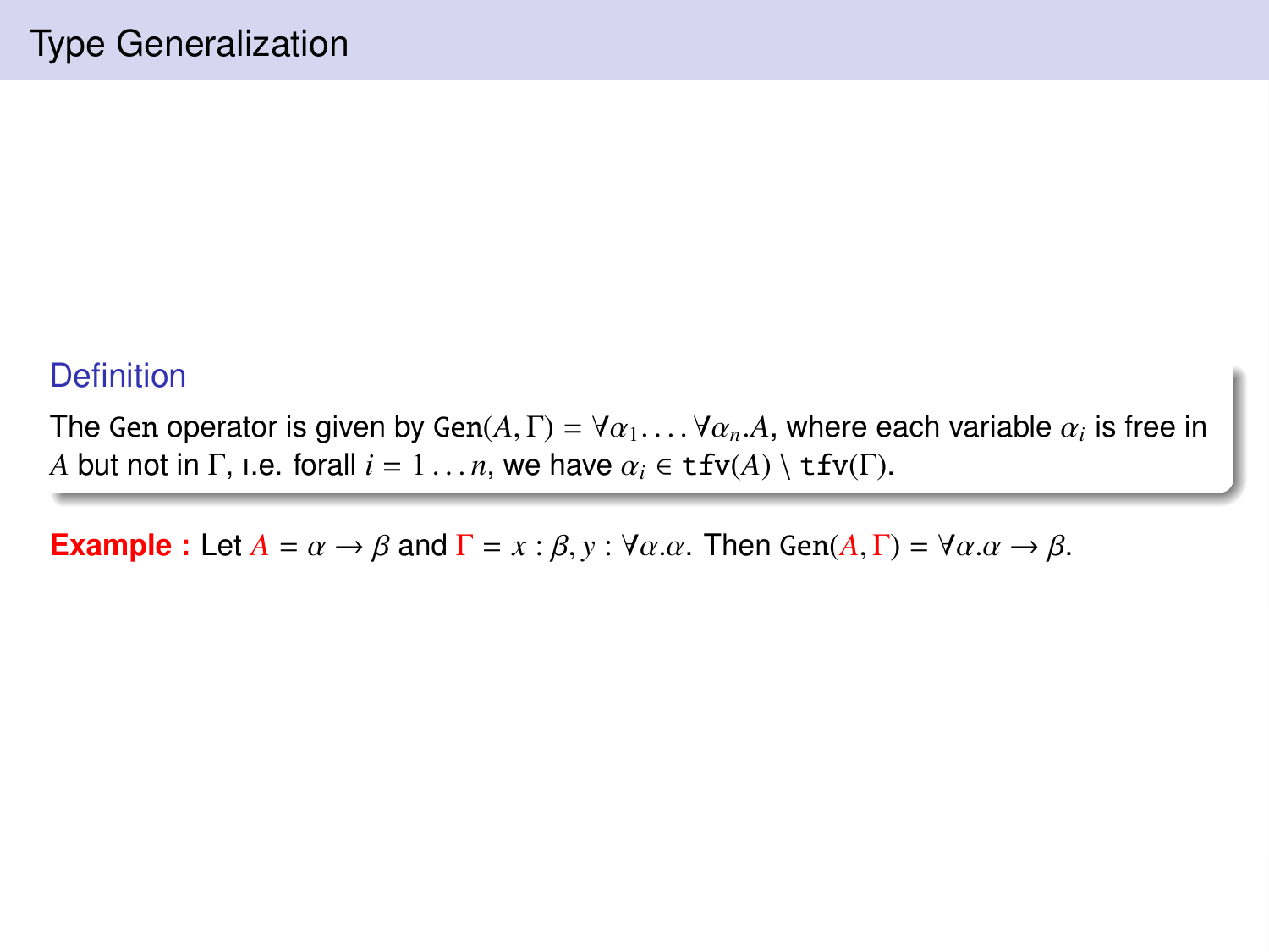# Type Generalization

**Definition**

The Gen operator is given by $\texttt{Gen}(A, \Gamma) = \forall\alpha_1. \ldots \forall\alpha_n.A$, where each variable $\alpha_i$ is free in $A$ but not in $\Gamma$, i.e. forall $i = 1 \ldots n$, we have $\alpha_i \in \texttt{tfv}(A) \setminus \texttt{tfv}(\Gamma)$.

**Example :** Let $A = \alpha \rightarrow \beta$ and $\Gamma = x : \beta, y : \forall\alpha.\alpha$. Then $\texttt{Gen}(A, \Gamma) = \forall\alpha.\alpha \rightarrow \beta$.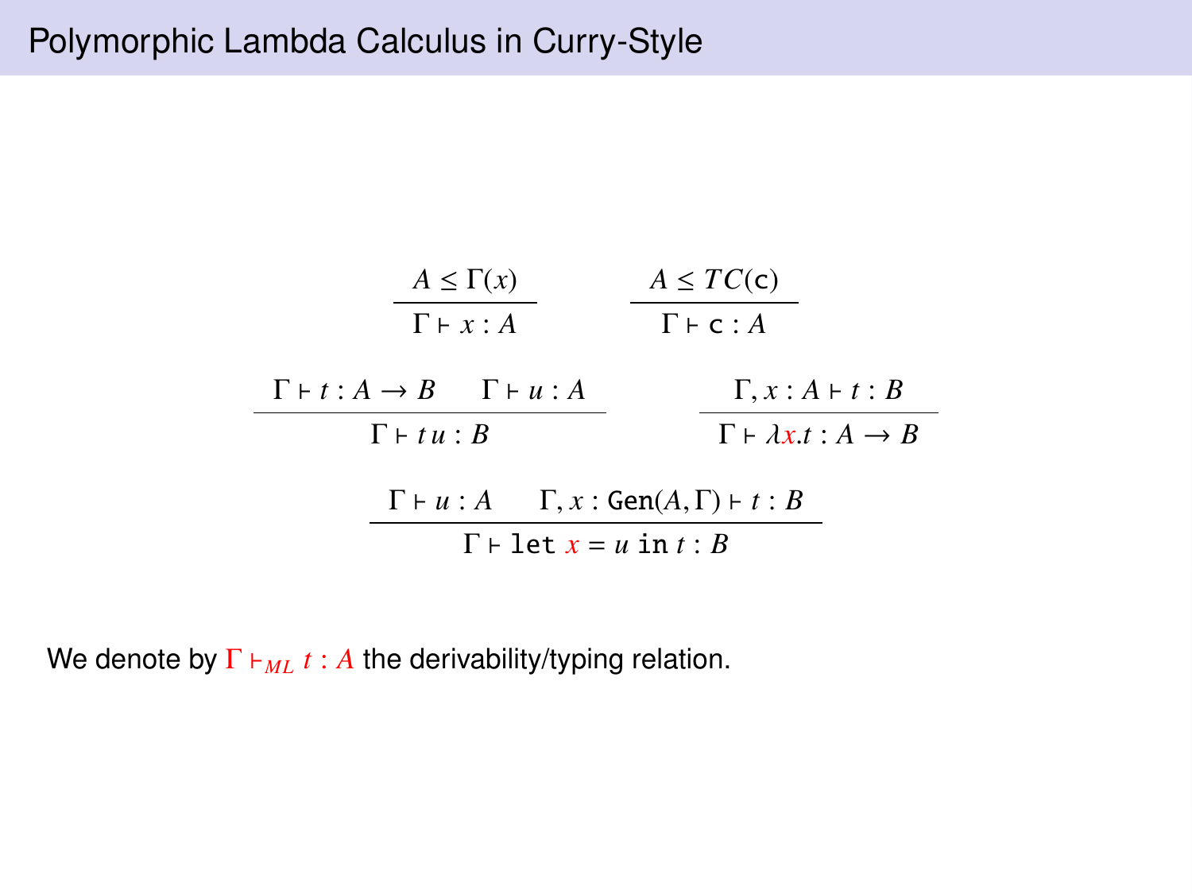# Polymorphic Lambda Calculus in Curry-Style

$$\frac{A \leq \Gamma(x)}{\Gamma \vdash x : A} \qquad \frac{A \leq TC(\mathsf{c})}{\Gamma \vdash \mathsf{c} : A}$$

$$\frac{\Gamma \vdash t : A \to B \qquad \Gamma \vdash u : A}{\Gamma \vdash t\,u : B} \qquad \frac{\Gamma, x : A \vdash t : B}{\Gamma \vdash \lambda x.t : A \to B}$$

$$\frac{\Gamma \vdash u : A \qquad \Gamma, x : \mathtt{Gen}(A, \Gamma) \vdash t : B}{\Gamma \vdash \mathtt{let}\ x = u\ \mathtt{in}\ t : B}$$

We denote by $\Gamma \vdash_{ML} t : A$ the derivability/typing relation.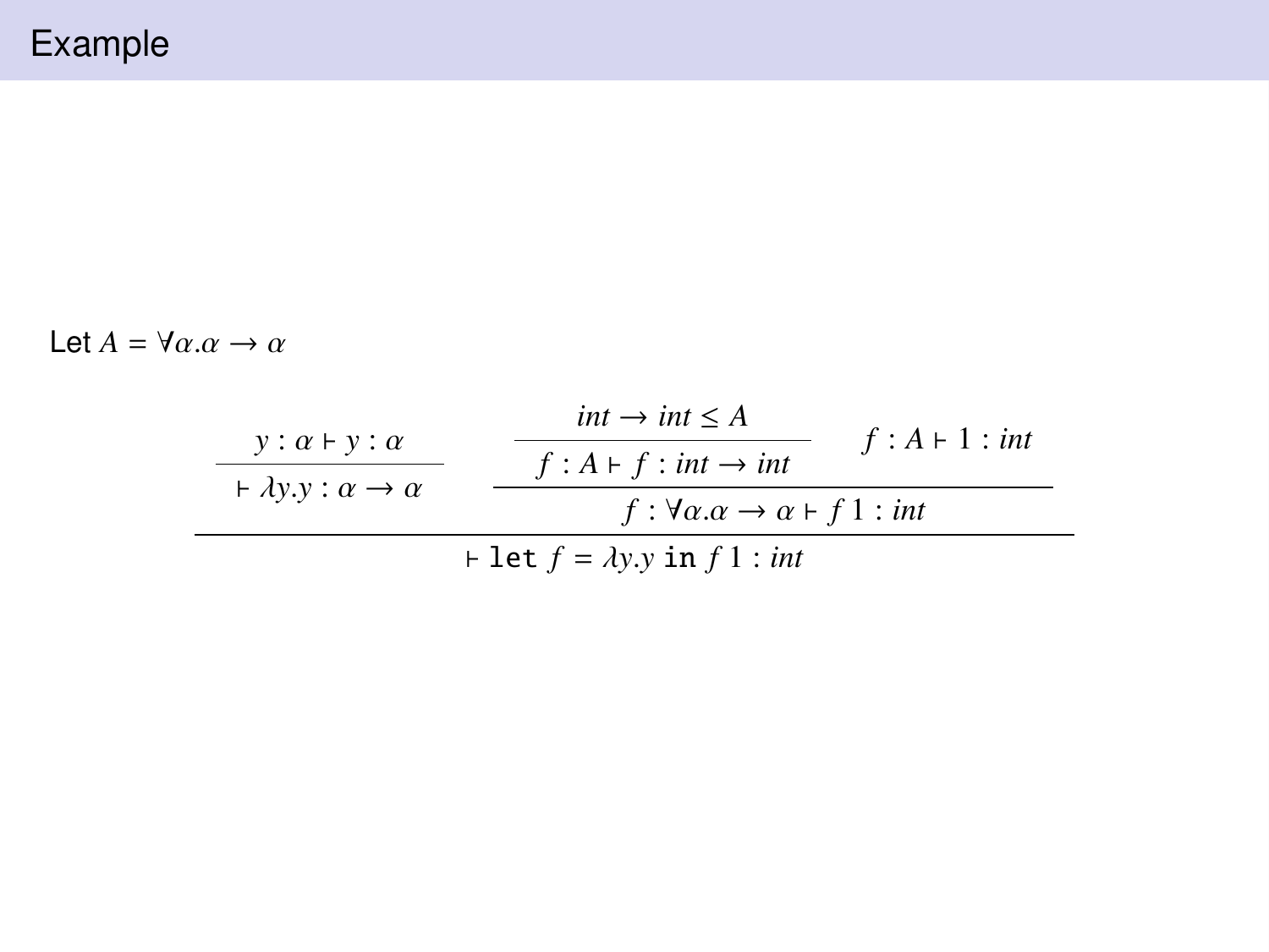# Example

Let $A = \forall\alpha.\alpha \to \alpha$

$$
\dfrac{
\dfrac{y : \alpha \vdash y : \alpha}{\vdash \lambda y.y : \alpha \to \alpha}
\qquad
\dfrac{
\dfrac{int \to int \leq A}{f : A \vdash f : int \to int}
\qquad
f : A \vdash 1 : int
}{f : \forall\alpha.\alpha \to \alpha \vdash f\,1 : int}
}{\vdash \texttt{let}\ f = \lambda y.y\ \texttt{in}\ f\,1 : int}
$$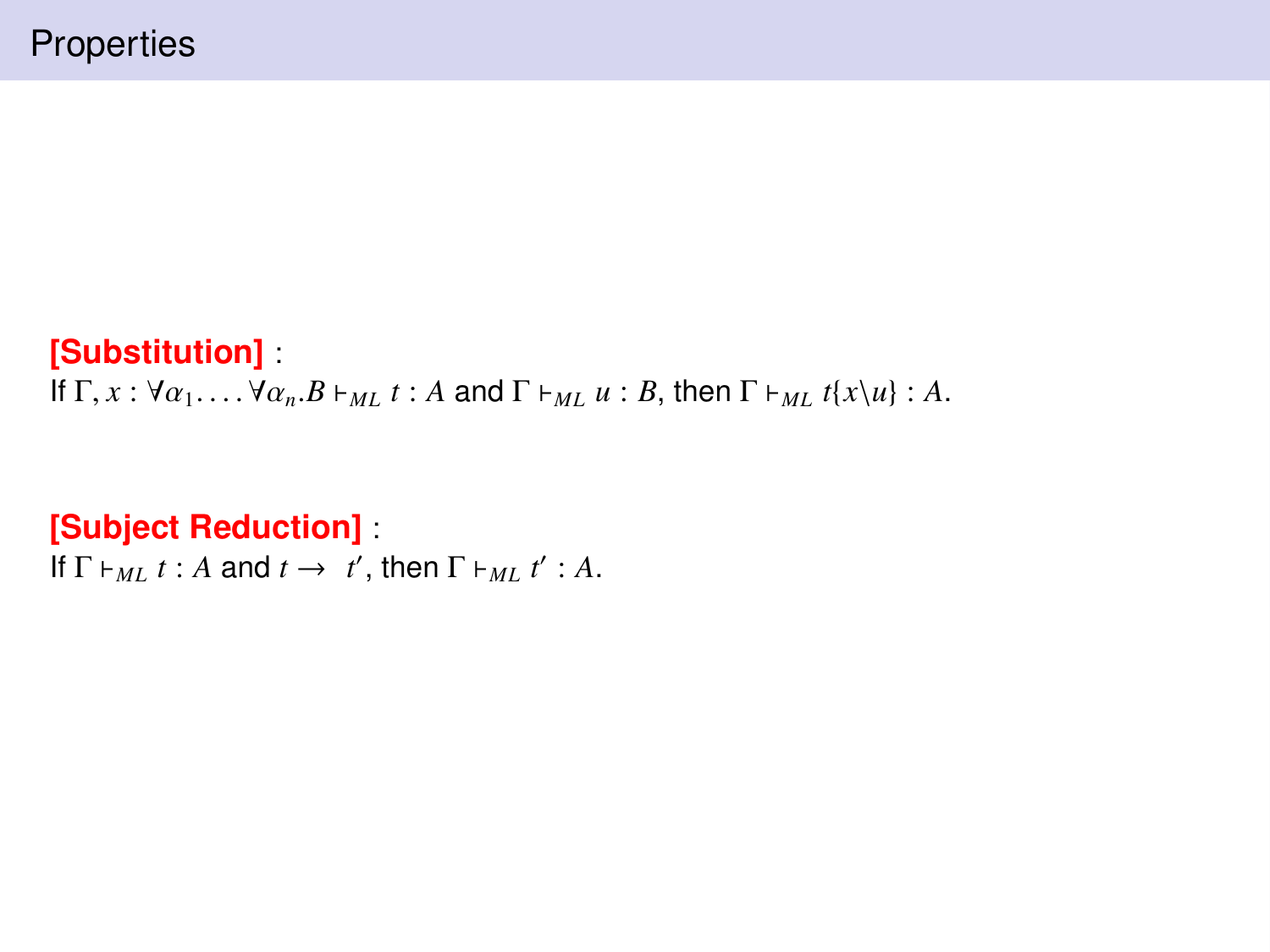# Properties

**[Substitution]** :
If $\Gamma, x : \forall\alpha_1.\dots.\forall\alpha_n.B \vdash_{ML} t : A$ and $\Gamma \vdash_{ML} u : B$, then $\Gamma \vdash_{ML} t\{x\backslash u\} : A$.

**[Subject Reduction]** :
If $\Gamma \vdash_{ML} t : A$ and $t \rightarrow t'$, then $\Gamma \vdash_{ML} t' : A$.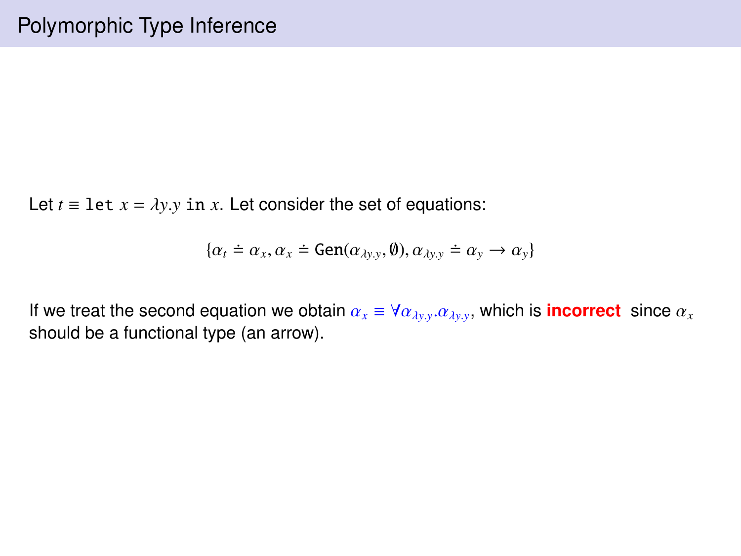# Polymorphic Type Inference

Let $t \equiv \texttt{let}\ x = \lambda y.y\ \texttt{in}\ x$. Let consider the set of equations:

$$\{\alpha_t \doteq \alpha_x, \alpha_x \doteq \mathtt{Gen}(\alpha_{\lambda y.y}, \emptyset), \alpha_{\lambda y.y} \doteq \alpha_y \to \alpha_y\}$$

If we treat the second equation we obtain $\alpha_x \equiv \forall \alpha_{\lambda y.y}.\alpha_{\lambda y.y}$, which is **incorrect** since $\alpha_x$ should be a functional type (an arrow).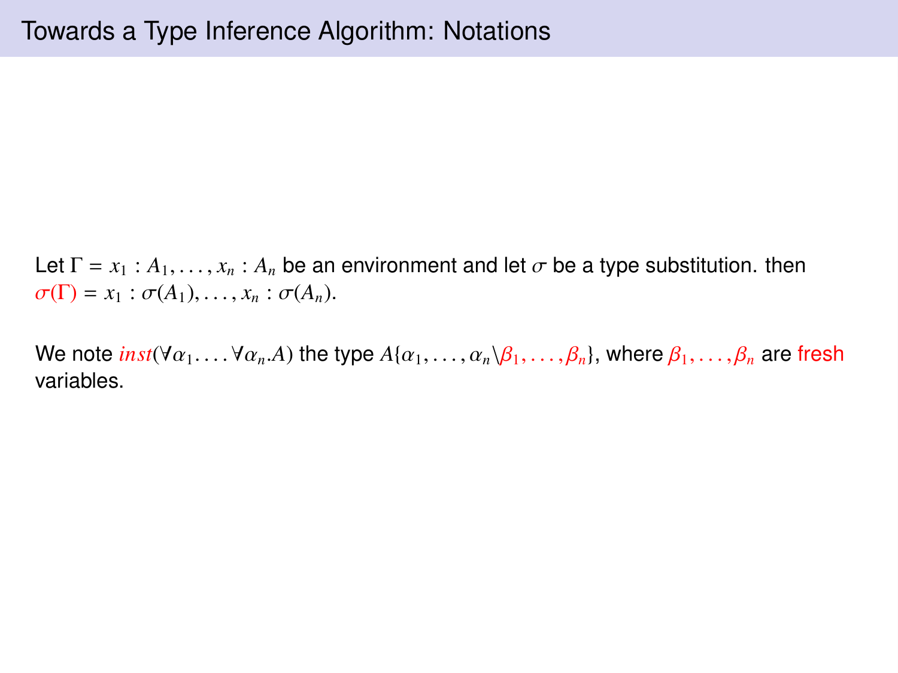# Towards a Type Inference Algorithm: Notations

Let $\Gamma = x_1 : A_1, \ldots, x_n : A_n$ be an environment and let $\sigma$ be a type substitution. then $\sigma(\Gamma) = x_1 : \sigma(A_1), \ldots, x_n : \sigma(A_n)$.

We note $inst(\forall\alpha_1. \ldots \forall\alpha_n.A)$ the type $A\{\alpha_1, \ldots, \alpha_n \backslash \beta_1, \ldots, \beta_n\}$, where $\beta_1, \ldots, \beta_n$ are fresh variables.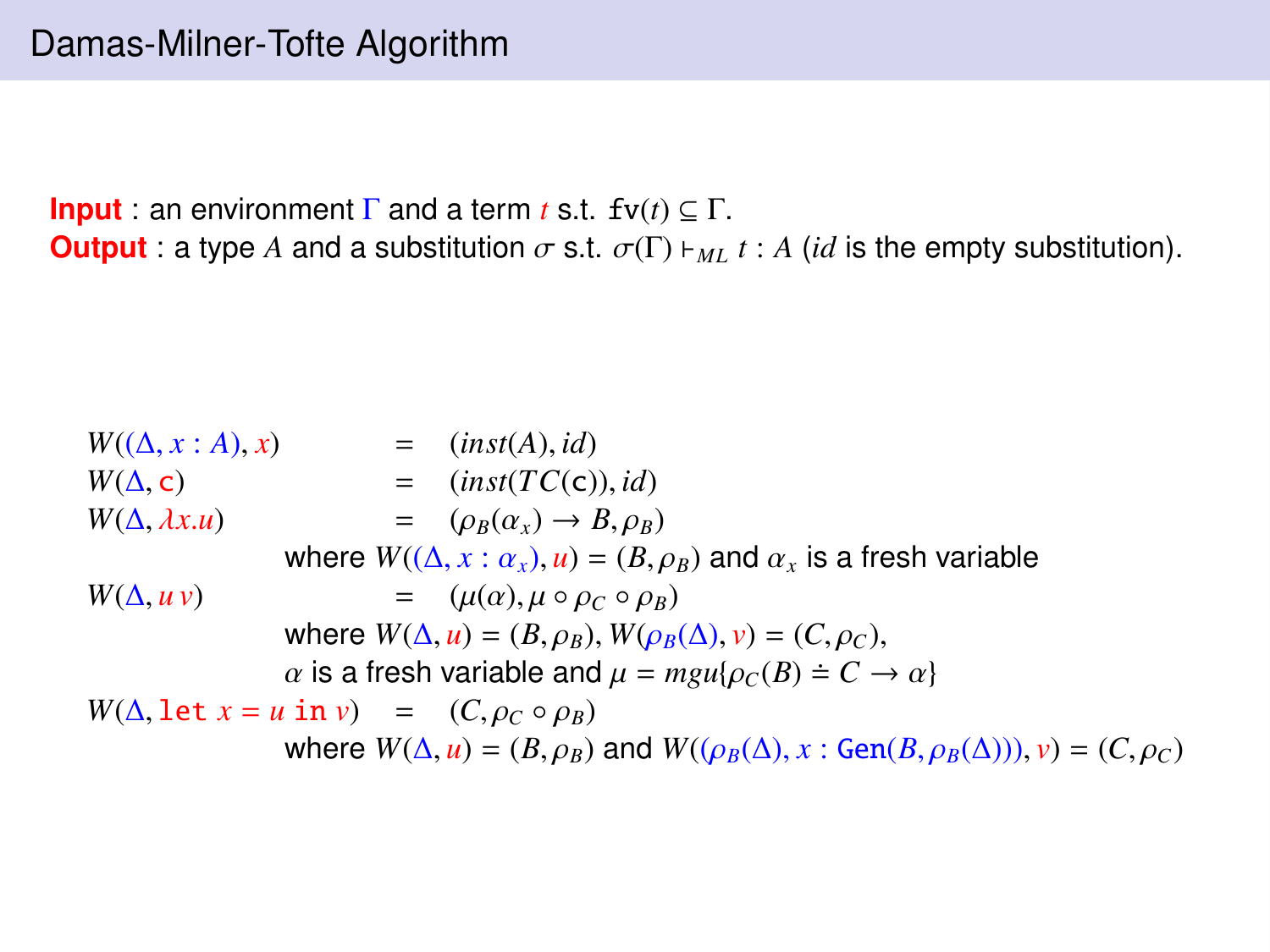# Damas-Milner-Tofte Algorithm

**Input** : an environment $\Gamma$ and a term $t$ s.t. $\mathtt{fv}(t) \subseteq \Gamma$.
**Output** : a type $A$ and a substitution $\sigma$ s.t. $\sigma(\Gamma) \vdash_{ML} t : A$ ($id$ is the empty substitution).

$$
\begin{array}{lcl}
W((\Delta, x : A), x) & = & (inst(A), id) \\
W(\Delta, \mathtt{c}) & = & (inst(TC(\mathtt{c})), id) \\
W(\Delta, \lambda x.u) & = & (\rho_B(\alpha_x) \rightarrow B, \rho_B) \\
 & & \text{where } W((\Delta, x : \alpha_x), u) = (B, \rho_B) \text{ and } \alpha_x \text{ is a fresh variable} \\
W(\Delta, u\, v) & = & (\mu(\alpha), \mu \circ \rho_C \circ \rho_B) \\
 & & \text{where } W(\Delta, u) = (B, \rho_B), W(\rho_B(\Delta), v) = (C, \rho_C), \\
 & & \alpha \text{ is a fresh variable and } \mu = mgu\{\rho_C(B) \doteq C \rightarrow \alpha\} \\
W(\Delta, \mathtt{let}\ x = u\ \mathtt{in}\ v) & = & (C, \rho_C \circ \rho_B) \\
 & & \text{where } W(\Delta, u) = (B, \rho_B) \text{ and } W((\rho_B(\Delta), x : \mathtt{Gen}(B, \rho_B(\Delta))), v) = (C, \rho_C)
\end{array}
$$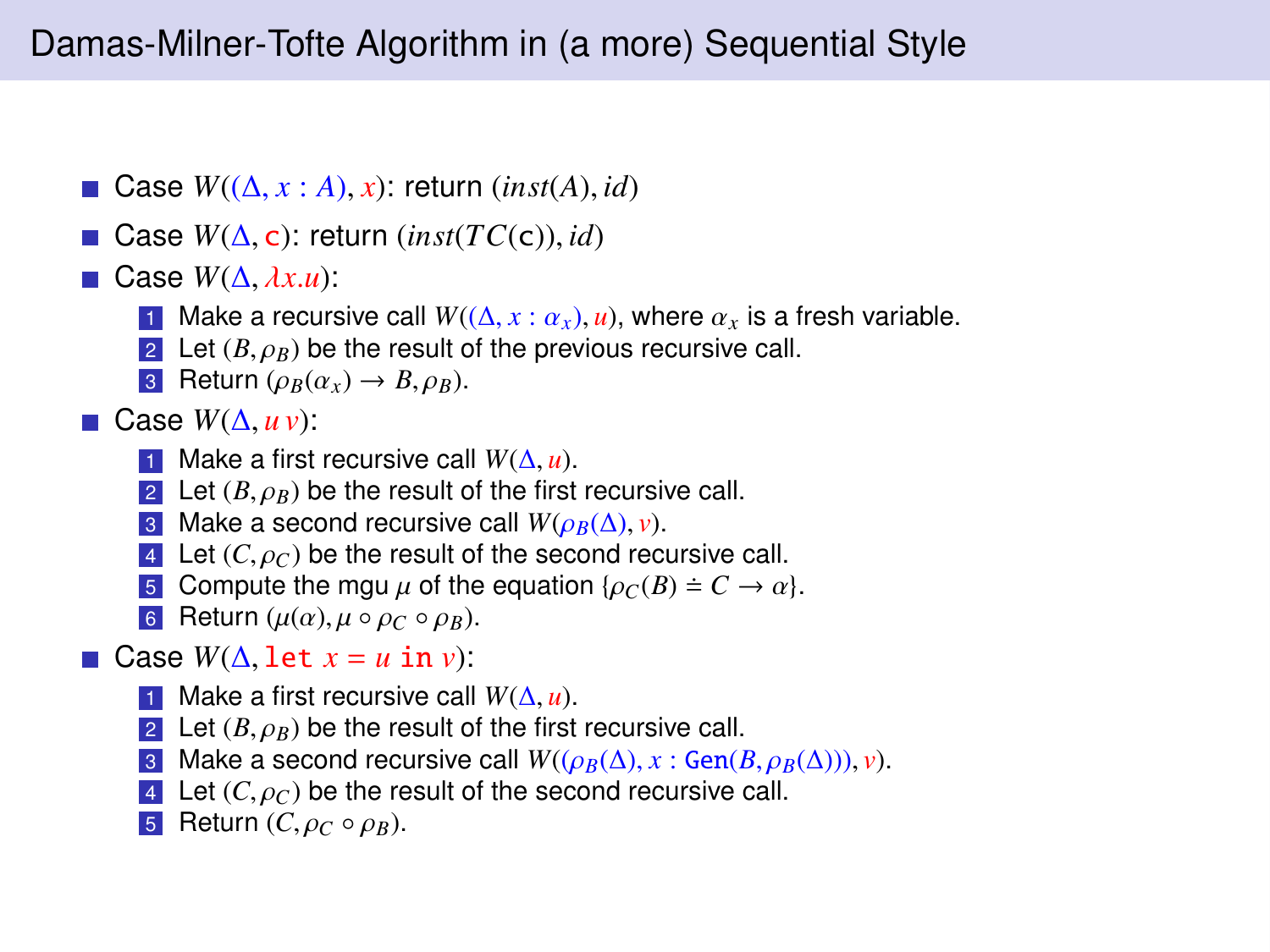# Damas-Milner-Tofte Algorithm in (a more) Sequential Style

- Case $W((\Delta, x : A), x)$: return $(inst(A), id)$
- Case $W(\Delta, \mathtt{c})$: return $(inst(TC(\mathtt{c})), id)$
- Case $W(\Delta, \lambda x.u)$:
  1. Make a recursive call $W((\Delta, x : \alpha_x), u)$, where $\alpha_x$ is a fresh variable.
  2. Let $(B, \rho_B)$ be the result of the previous recursive call.
  3. Return $(\rho_B(\alpha_x) \to B, \rho_B)$.
- Case $W(\Delta, u\, v)$:
  1. Make a first recursive call $W(\Delta, u)$.
  2. Let $(B, \rho_B)$ be the result of the first recursive call.
  3. Make a second recursive call $W(\rho_B(\Delta), v)$.
  4. Let $(C, \rho_C)$ be the result of the second recursive call.
  5. Compute the mgu $\mu$ of the equation $\{\rho_C(B) \doteq C \to \alpha\}$.
  6. Return $(\mu(\alpha), \mu \circ \rho_C \circ \rho_B)$.
- Case $W(\Delta, \mathtt{let}\ x = u\ \mathtt{in}\ v)$:
  1. Make a first recursive call $W(\Delta, u)$.
  2. Let $(B, \rho_B)$ be the result of the first recursive call.
  3. Make a second recursive call $W((\rho_B(\Delta), x : \mathtt{Gen}(B, \rho_B(\Delta))), v)$.
  4. Let $(C, \rho_C)$ be the result of the second recursive call.
  5. Return $(C, \rho_C \circ \rho_B)$.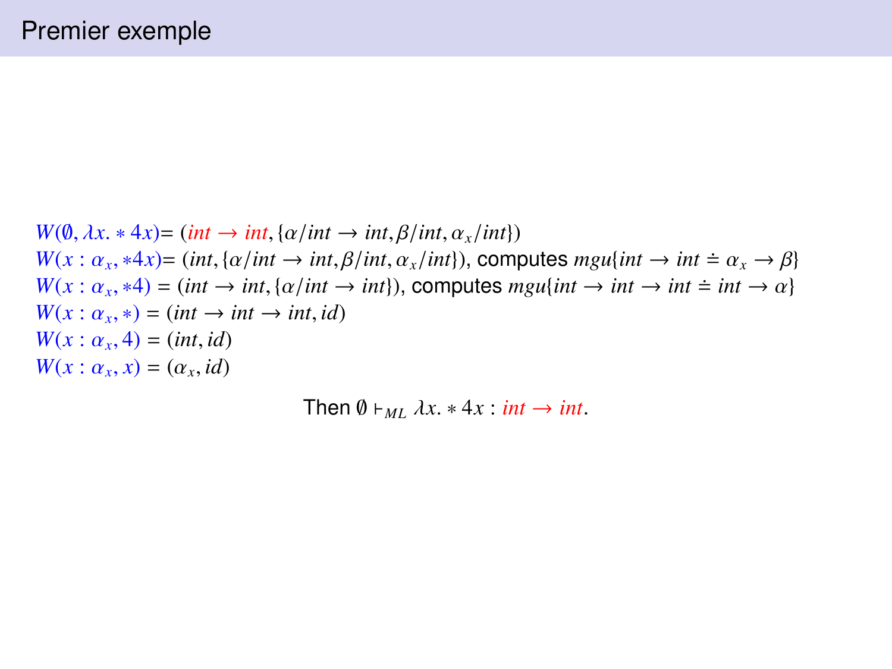# Premier exemple

$W(\emptyset, \lambda x. * 4 x) = (int \rightarrow int, \{\alpha / int \rightarrow int, \beta / int, \alpha_x / int\})$

$W(x : \alpha_x, *4x) = (int, \{\alpha / int \rightarrow int, \beta / int, \alpha_x / int\})$, computes $mgu\{int \rightarrow int \doteq \alpha_x \rightarrow \beta\}$

$W(x : \alpha_x, *4) = (int \rightarrow int, \{\alpha / int \rightarrow int\})$, computes $mgu\{int \rightarrow int \rightarrow int \doteq int \rightarrow \alpha\}$

$W(x : \alpha_x, *) = (int \rightarrow int \rightarrow int, id)$

$W(x : \alpha_x, 4) = (int, id)$

$W(x : \alpha_x, x) = (\alpha_x, id)$

Then $\emptyset \vdash_{ML} \lambda x. * 4 x : int \rightarrow int$.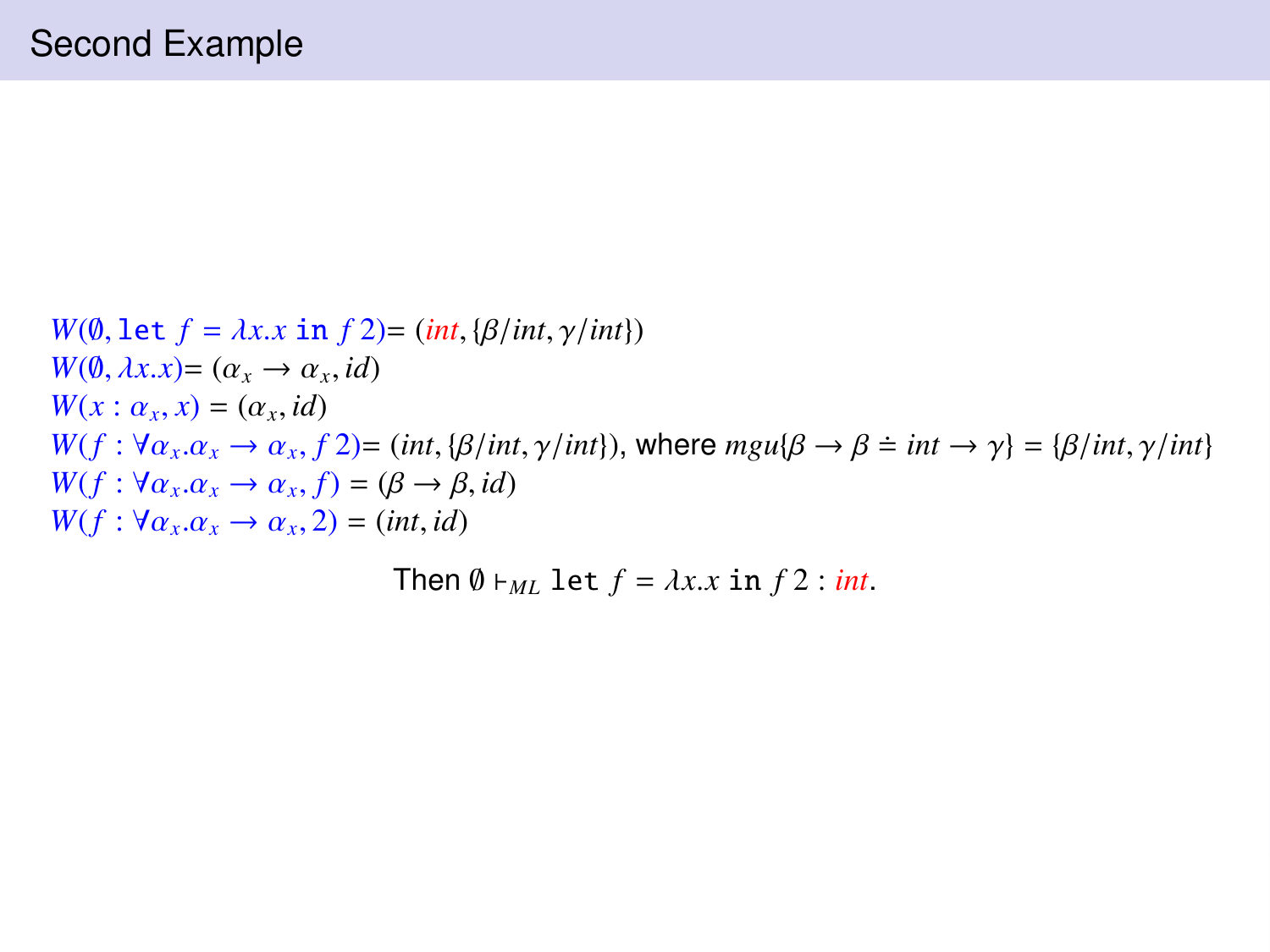# Second Example

$W(\emptyset, \texttt{let } f = \lambda x.x \texttt{ in } f\,2) = (int, \{\beta/int, \gamma/int\})$

$W(\emptyset, \lambda x.x) = (\alpha_x \to \alpha_x, id)$

$W(x : \alpha_x, x) = (\alpha_x, id)$

$W(f : \forall \alpha_x.\alpha_x \to \alpha_x, f\,2) = (int, \{\beta/int, \gamma/int\})$, where $mgu\{\beta \to \beta \doteq int \to \gamma\} = \{\beta/int, \gamma/int\}$

$W(f : \forall \alpha_x.\alpha_x \to \alpha_x, f) = (\beta \to \beta, id)$

$W(f : \forall \alpha_x.\alpha_x \to \alpha_x, 2) = (int, id)$

Then $\emptyset \vdash_{ML} \texttt{let } f = \lambda x.x \texttt{ in } f\,2 : int$.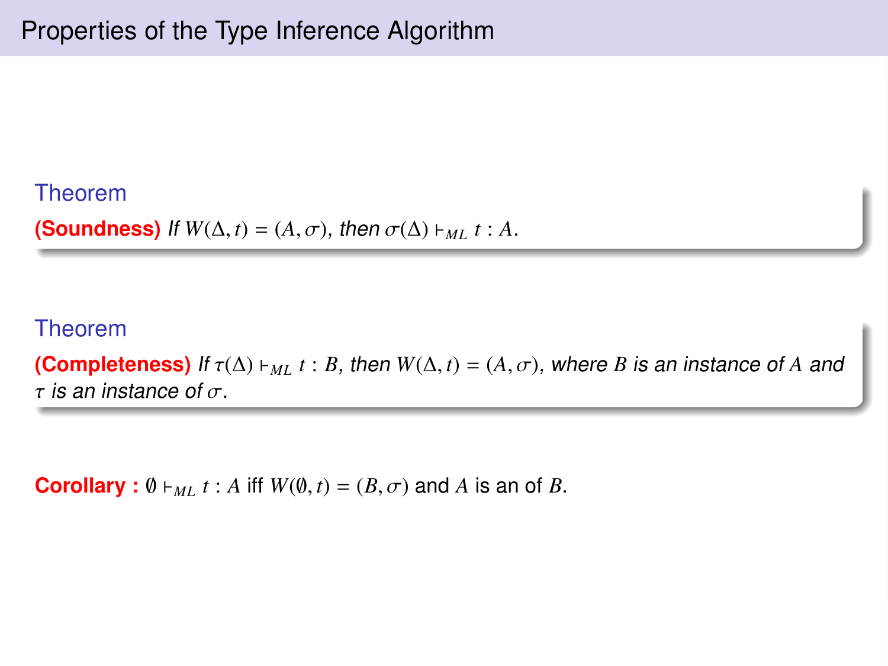# Properties of the Type Inference Algorithm

**Theorem**

**(Soundness)** *If $W(\Delta, t) = (A, \sigma)$, then $\sigma(\Delta) \vdash_{ML} t : A$.*

**Theorem**

**(Completeness)** *If $\tau(\Delta) \vdash_{ML} t : B$, then $W(\Delta, t) = (A, \sigma)$, where $B$ is an instance of $A$ and $\tau$ is an instance of $\sigma$.*

**Corollary :** $\emptyset \vdash_{ML} t : A$ iff $W(\emptyset, t) = (B, \sigma)$ and $A$ is an of $B$.